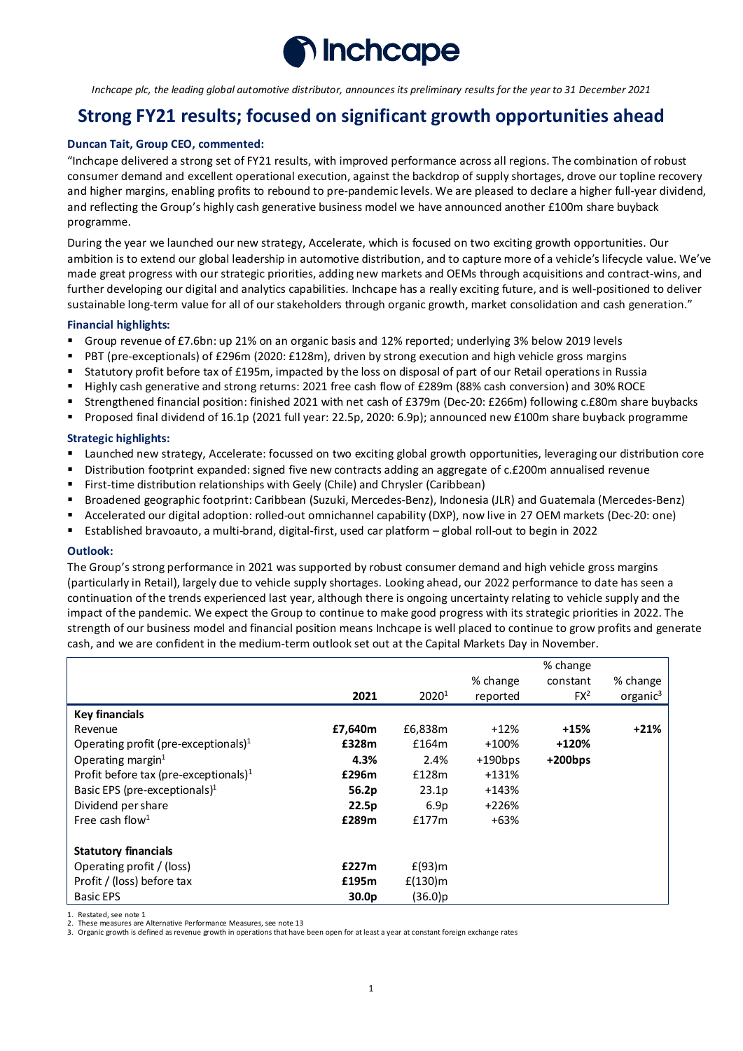Inchcape

*Inchcape plc, the leading global automotive distributor, announces its preliminary results for the year to 31 December 2021*

# Strong FY21 results; focused on significant growth opportunities ahead

**Duncan Tait, Group CEO, commented:**

"Inchcape delivered a strong set of FY21 results, with improved performance across all regions. The combination of robust consumer demand and excellent operational execution, against the backdrop of supply shortages, drove our topline recovery and higher margins, enabling profits to rebound to pre-pandemic levels. We are pleased to declare a higher full-year dividend, and reflecting the Group's highly cash generative business model we have announced another £100m share buyback programme.

During the year we launched our new strategy, Accelerate, which is focused on two exciting growth opportunities. Our ambition is to extend our global leadership in automotive distribution, and to capture more of a vehicle's lifecycle value. We've made great progress with our strategic priorities, adding new markets and OEMs through acquisitions and contract-wins, and further developing our digital and analytics capabilities. Inchcape has a really exciting future, and is well-positioned to deliver sustainable long-term value for all of our stakeholders through organic growth, market consolidation and cash generation."

**Financial highlights:**

- Group revenue of £7.6bn: up 21% on an organic basis and 12% reported; underlying 3% below 2019 levels
- PBT (pre-exceptionals) of £296m (2020: £128m), driven by strong execution and high vehicle gross margins
- Statutory profit before tax of £195m, impacted by the loss on disposal of part of our Retail operations in Russia
- Highly cash generative and strong returns: 2021 free cash flow of £289m (88% cash conversion) and 30% ROCE
- Strengthened financial position: finished 2021 with net cash of £379m (Dec-20: £266m) following c.£80m share buybacks
- Proposed final dividend of 16.1p (2021 full year: 22.5p, 2020: 6.9p); announced new £100m share buyback programme

**Strategic highlights:**

- Launched new strategy, Accelerate: focussed on two exciting global growth opportunities, leveraging our distribution core
- Distribution footprint expanded: signed five new contracts adding an aggregate of c.£200m annualised revenue
- First-time distribution relationships with Geely (Chile) and Chrysler (Caribbean)
- Broadened geographic footprint: Caribbean (Suzuki, Mercedes-Benz), Indonesia (JLR) and Guatemala (Mercedes-Benz)
- Accelerated our digital adoption: rolled-out omnichannel capability (DXP), now live in 27 OEM markets (Dec-20: one)
- Established bravoauto, a multi-brand, digital-first, used car platform – global roll-out to begin in 2022

**Outlook:**

The Group's strong performance in 2021 was supported by robust consumer demand and high vehicle gross margins (particularly in Retail), largely due to vehicle supply shortages. Looking ahead, our 2022 performance to date has seen a continuation of the trends experienced last year, although there is ongoing uncertainty relating to vehicle supply and the impact of the pandemic. We expect the Group to continue to make good progress with its strategic priorities in 2022. The strength of our business model and financial position means Inchcape is well placed to continue to grow profits and generate cash, and we are confident in the medium-term outlook set out at the Capital Markets Day in November.

| | **2021** | 2020[1] | % change reported | % change constant FX[2] | % change organic[3] |
|---|---|---|---|---|---|
| **Key financials** | | | | | |
| Revenue | **£7,640m** | £6,838m | +12% | **+15%** | **+21%** |
| Operating profit (pre-exceptionals)[1] | **£328m** | £164m | +100% | **+120%** | |
| Operating margin[1] | **4.3%** | 2.4% | +190bps | **+200bps** | |
| Profit before tax (pre-exceptionals)[1] | **£296m** | £128m | +131% | | |
| Basic EPS (pre-exceptionals)[1] | **56.2p** | 23.1p | +143% | | |
| Dividend per share | **22.5p** | 6.9p | +226% | | |
| Free cash flow[1] | **£289m** | £177m | +63% | | |
| | | | | | |
| **Statutory financials** | | | | | |
| Operating profit / (loss) | **£227m** | £(93)m | | | |
| Profit / (loss) before tax | **£195m** | £(130)m | | | |
| Basic EPS | **30.0p** | (36.0)p | | | |

1. Restated, see note 1
2. These measures are Alternative Performance Measures, see note 13
3. Organic growth is defined as revenue growth in operations that have been open for at least a year at constant foreign exchange rates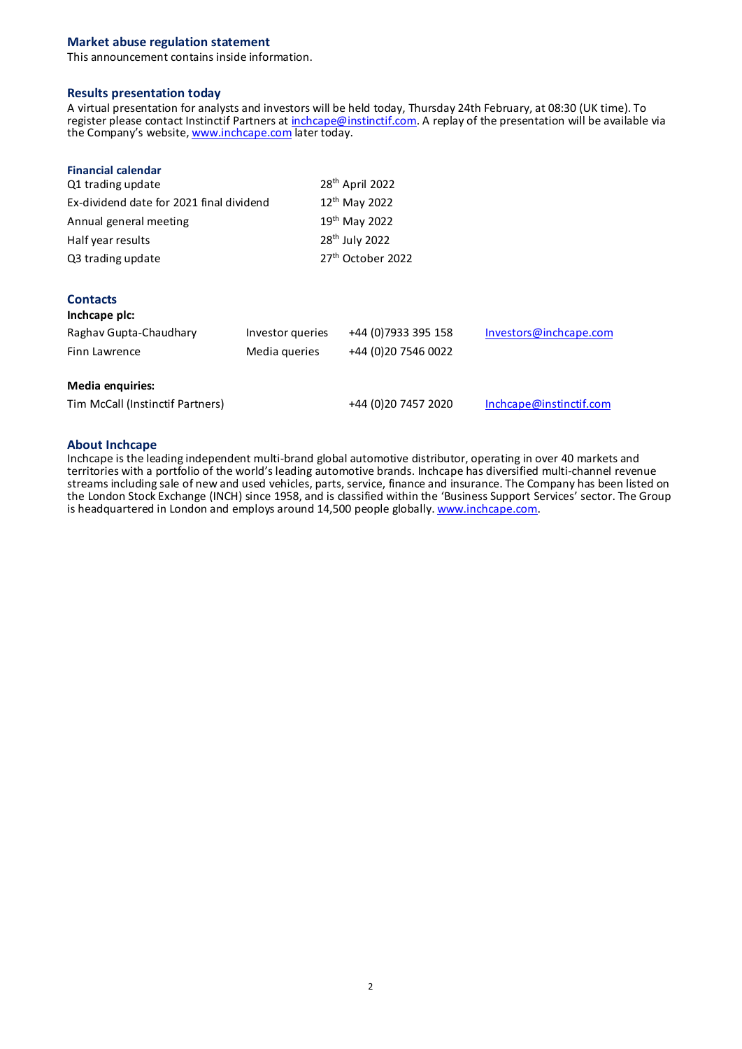## Market abuse regulation statement

This announcement contains inside information.

## Results presentation today

A virtual presentation for analysts and investors will be held today, Thursday 24th February, at 08:30 (UK time). To register please contact Instinctif Partners at inchcape@instinctif.com. A replay of the presentation will be available via the Company's website, www.inchcape.com later today.

## Financial calendar

| | |
|---|---|
| Q1 trading update | 28th April 2022 |
| Ex-dividend date for 2021 final dividend | 12th May 2022 |
| Annual general meeting | 19th May 2022 |
| Half year results | 28th July 2022 |
| Q3 trading update | 27th October 2022 |

## Contacts

**Inchcape plc:**

| | | | |
|---|---|---|---|
| Raghav Gupta-Chaudhary | Investor queries | +44 (0)7933 395 158 | Investors@inchcape.com |
| Finn Lawrence | Media queries | +44 (0)20 7546 0022 | |

**Media enquiries:**

| | | |
|---|---|---|
| Tim McCall (Instinctif Partners) | +44 (0)20 7457 2020 | Inchcape@instinctif.com |

## About Inchcape

Inchcape is the leading independent multi-brand global automotive distributor, operating in over 40 markets and territories with a portfolio of the world's leading automotive brands. Inchcape has diversified multi-channel revenue streams including sale of new and used vehicles, parts, service, finance and insurance. The Company has been listed on the London Stock Exchange (INCH) since 1958, and is classified within the 'Business Support Services' sector. The Group is headquartered in London and employs around 14,500 people globally. www.inchcape.com.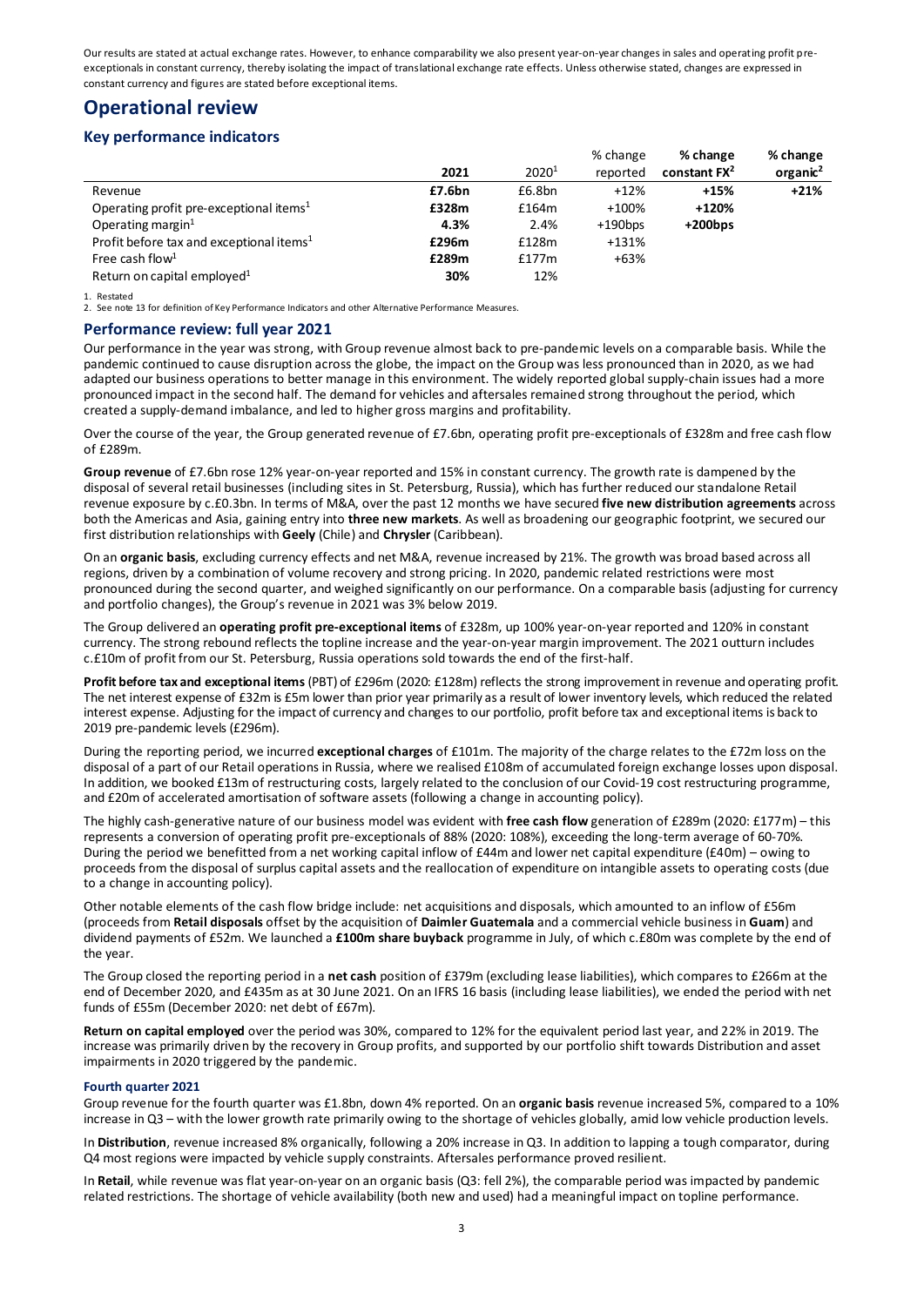Our results are stated at actual exchange rates. However, to enhance comparability we also present year-on-year changes in sales and operating profit pre-exceptionals in constant currency, thereby isolating the impact of translational exchange rate effects. Unless otherwise stated, changes are expressed in constant currency and figures are stated before exceptional items.

# Operational review

## Key performance indicators

| | 2021 | 2020[1] | % change reported | % change constant FX[2] | % change organic[2] |
|---|---|---|---|---|---|
| Revenue | **£7.6bn** | £6.8bn | +12% | **+15%** | **+21%** |
| Operating profit pre-exceptional items[1] | **£328m** | £164m | +100% | **+120%** | |
| Operating margin[1] | **4.3%** | 2.4% | +190bps | **+200bps** | |
| Profit before tax and exceptional items[1] | **£296m** | £128m | +131% | | |
| Free cash flow[1] | **£289m** | £177m | +63% | | |
| Return on capital employed[1] | **30%** | 12% | | | |

1. Restated
2. See note 13 for definition of Key Performance Indicators and other Alternative Performance Measures.

## Performance review: full year 2021

Our performance in the year was strong, with Group revenue almost back to pre-pandemic levels on a comparable basis. While the pandemic continued to cause disruption across the globe, the impact on the Group was less pronounced than in 2020, as we had adapted our business operations to better manage in this environment. The widely reported global supply-chain issues had a more pronounced impact in the second half. The demand for vehicles and aftersales remained strong throughout the period, which created a supply-demand imbalance, and led to higher gross margins and profitability.

Over the course of the year, the Group generated revenue of £7.6bn, operating profit pre-exceptionals of £328m and free cash flow of £289m.

**Group revenue** of £7.6bn rose 12% year-on-year reported and 15% in constant currency. The growth rate is dampened by the disposal of several retail businesses (including sites in St. Petersburg, Russia), which has further reduced our standalone Retail revenue exposure by c.£0.3bn. In terms of M&A, over the past 12 months we have secured **five new distribution agreements** across both the Americas and Asia, gaining entry into **three new markets**. As well as broadening our geographic footprint, we secured our first distribution relationships with **Geely** (Chile) and **Chrysler** (Caribbean).

On an **organic basis**, excluding currency effects and net M&A, revenue increased by 21%. The growth was broad based across all regions, driven by a combination of volume recovery and strong pricing. In 2020, pandemic related restrictions were most pronounced during the second quarter, and weighed significantly on our performance. On a comparable basis (adjusting for currency and portfolio changes), the Group's revenue in 2021 was 3% below 2019.

The Group delivered an **operating profit pre-exceptional items** of £328m, up 100% year-on-year reported and 120% in constant currency. The strong rebound reflects the topline increase and the year-on-year margin improvement. The 2021 outturn includes c.£10m of profit from our St. Petersburg, Russia operations sold towards the end of the first-half.

**Profit before tax and exceptional items** (PBT) of £296m (2020: £128m) reflects the strong improvement in revenue and operating profit. The net interest expense of £32m is £5m lower than prior year primarily as a result of lower inventory levels, which reduced the related interest expense. Adjusting for the impact of currency and changes to our portfolio, profit before tax and exceptional items is back to 2019 pre-pandemic levels (£296m).

During the reporting period, we incurred **exceptional charges** of £101m. The majority of the charge relates to the £72m loss on the disposal of a part of our Retail operations in Russia, where we realised £108m of accumulated foreign exchange losses upon disposal. In addition, we booked £13m of restructuring costs, largely related to the conclusion of our Covid-19 cost restructuring programme, and £20m of accelerated amortisation of software assets (following a change in accounting policy).

The highly cash-generative nature of our business model was evident with **free cash flow** generation of £289m (2020: £177m) – this represents a conversion of operating profit pre-exceptionals of 88% (2020: 108%), exceeding the long-term average of 60-70%. During the period we benefitted from a net working capital inflow of £44m and lower net capital expenditure (£40m) – owing to proceeds from the disposal of surplus capital assets and the reallocation of expenditure on intangible assets to operating costs (due to a change in accounting policy).

Other notable elements of the cash flow bridge include: net acquisitions and disposals, which amounted to an inflow of £56m (proceeds from **Retail disposals** offset by the acquisition of **Daimler Guatemala** and a commercial vehicle business in **Guam**) and dividend payments of £52m. We launched a **£100m share buyback** programme in July, of which c.£80m was complete by the end of the year.

The Group closed the reporting period in a **net cash** position of £379m (excluding lease liabilities), which compares to £266m at the end of December 2020, and £435m as at 30 June 2021. On an IFRS 16 basis (including lease liabilities), we ended the period with net funds of £55m (December 2020: net debt of £67m).

**Return on capital employed** over the period was 30%, compared to 12% for the equivalent period last year, and 22% in 2019. The increase was primarily driven by the recovery in Group profits, and supported by our portfolio shift towards Distribution and asset impairments in 2020 triggered by the pandemic.

### Fourth quarter 2021

Group revenue for the fourth quarter was £1.8bn, down 4% reported. On an **organic basis** revenue increased 5%, compared to a 10% increase in Q3 – with the lower growth rate primarily owing to the shortage of vehicles globally, amid low vehicle production levels.

In **Distribution**, revenue increased 8% organically, following a 20% increase in Q3. In addition to lapping a tough comparator, during Q4 most regions were impacted by vehicle supply constraints. Aftersales performance proved resilient.

In **Retail**, while revenue was flat year-on-year on an organic basis (Q3: fell 2%), the comparable period was impacted by pandemic related restrictions. The shortage of vehicle availability (both new and used) had a meaningful impact on topline performance.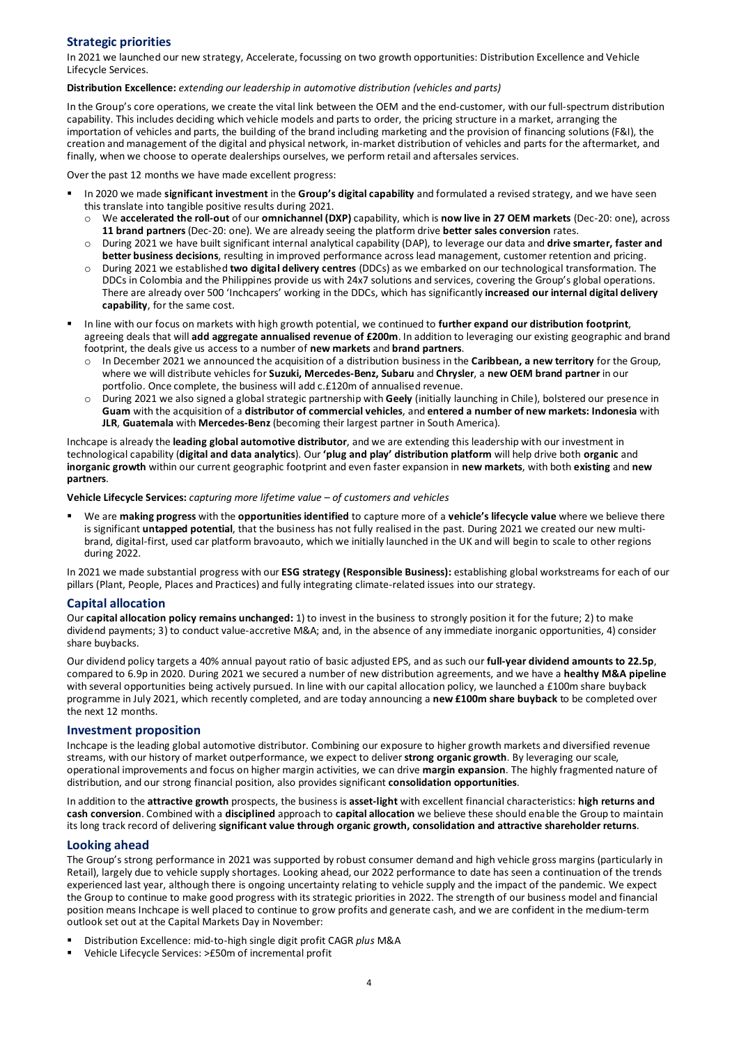## Strategic priorities

In 2021 we launched our new strategy, Accelerate, focussing on two growth opportunities: Distribution Excellence and Vehicle Lifecycle Services.

**Distribution Excellence:** *extending our leadership in automotive distribution (vehicles and parts)*

In the Group's core operations, we create the vital link between the OEM and the end-customer, with our full-spectrum distribution capability. This includes deciding which vehicle models and parts to order, the pricing structure in a market, arranging the importation of vehicles and parts, the building of the brand including marketing and the provision of financing solutions (F&I), the creation and management of the digital and physical network, in-market distribution of vehicles and parts for the aftermarket, and finally, when we choose to operate dealerships ourselves, we perform retail and aftersales services.

Over the past 12 months we have made excellent progress:

- In 2020 we made **significant investment** in the **Group's digital capability** and formulated a revised strategy, and we have seen this translate into tangible positive results during 2021.
  - We **accelerated the roll-out** of our **omnichannel (DXP)** capability, which is **now live in 27 OEM markets** (Dec-20: one), across **11 brand partners** (Dec-20: one). We are already seeing the platform drive **better sales conversion** rates.
  - During 2021 we have built significant internal analytical capability (DAP), to leverage our data and **drive smarter, faster and better business decisions**, resulting in improved performance across lead management, customer retention and pricing.
  - During 2021 we established **two digital delivery centres** (DDCs) as we embarked on our technological transformation. The DDCs in Colombia and the Philippines provide us with 24x7 solutions and services, covering the Group's global operations. There are already over 500 'Inchcapers' working in the DDCs, which has significantly **increased our internal digital delivery capability**, for the same cost.
- In line with our focus on markets with high growth potential, we continued to **further expand our distribution footprint**, agreeing deals that will **add aggregate annualised revenue of £200m**. In addition to leveraging our existing geographic and brand footprint, the deals give us access to a number of **new markets** and **brand partners**.
  - In December 2021 we announced the acquisition of a distribution business in the **Caribbean, a new territory** for the Group, where we will distribute vehicles for **Suzuki, Mercedes-Benz, Subaru** and **Chrysler**, a **new OEM brand partner** in our portfolio. Once complete, the business will add c.£120m of annualised revenue.
  - During 2021 we also signed a global strategic partnership with **Geely** (initially launching in Chile), bolstered our presence in **Guam** with the acquisition of a **distributor of commercial vehicles**, and **entered a number of new markets: Indonesia** with **JLR**, **Guatemala** with **Mercedes-Benz** (becoming their largest partner in South America).

Inchcape is already the **leading global automotive distributor**, and we are extending this leadership with our investment in technological capability (**digital and data analytics**). Our **'plug and play' distribution platform** will help drive both **organic** and **inorganic growth** within our current geographic footprint and even faster expansion in **new markets**, with both **existing** and **new partners**.

**Vehicle Lifecycle Services:** *capturing more lifetime value – of customers and vehicles*

- We are **making progress** with the **opportunities identified** to capture more of a **vehicle's lifecycle value** where we believe there is significant **untapped potential**, that the business has not fully realised in the past. During 2021 we created our new multi-brand, digital-first, used car platform bravoauto, which we initially launched in the UK and will begin to scale to other regions during 2022.

In 2021 we made substantial progress with our **ESG strategy (Responsible Business):** establishing global workstreams for each of our pillars (Plant, People, Places and Practices) and fully integrating climate-related issues into our strategy.

## Capital allocation

Our **capital allocation policy remains unchanged:** 1) to invest in the business to strongly position it for the future; 2) to make dividend payments; 3) to conduct value-accretive M&A; and, in the absence of any immediate inorganic opportunities, 4) consider share buybacks.

Our dividend policy targets a 40% annual payout ratio of basic adjusted EPS, and as such our **full-year dividend amounts to 22.5p**, compared to 6.9p in 2020. During 2021 we secured a number of new distribution agreements, and we have a **healthy M&A pipeline** with several opportunities being actively pursued. In line with our capital allocation policy, we launched a £100m share buyback programme in July 2021, which recently completed, and are today announcing a **new £100m share buyback** to be completed over the next 12 months.

## Investment proposition

Inchcape is the leading global automotive distributor. Combining our exposure to higher growth markets and diversified revenue streams, with our history of market outperformance, we expect to deliver **strong organic growth**. By leveraging our scale, operational improvements and focus on higher margin activities, we can drive **margin expansion**. The highly fragmented nature of distribution, and our strong financial position, also provides significant **consolidation opportunities**.

In addition to the **attractive growth** prospects, the business is **asset-light** with excellent financial characteristics: **high returns and cash conversion**. Combined with a **disciplined** approach to **capital allocation** we believe these should enable the Group to maintain its long track record of delivering **significant value through organic growth, consolidation and attractive shareholder returns**.

## Looking ahead

The Group's strong performance in 2021 was supported by robust consumer demand and high vehicle gross margins (particularly in Retail), largely due to vehicle supply shortages. Looking ahead, our 2022 performance to date has seen a continuation of the trends experienced last year, although there is ongoing uncertainty relating to vehicle supply and the impact of the pandemic. We expect the Group to continue to make good progress with its strategic priorities in 2022. The strength of our business model and financial position means Inchcape is well placed to continue to grow profits and generate cash, and we are confident in the medium-term outlook set out at the Capital Markets Day in November:

- Distribution Excellence: mid-to-high single digit profit CAGR *plus* M&A
- Vehicle Lifecycle Services: >£50m of incremental profit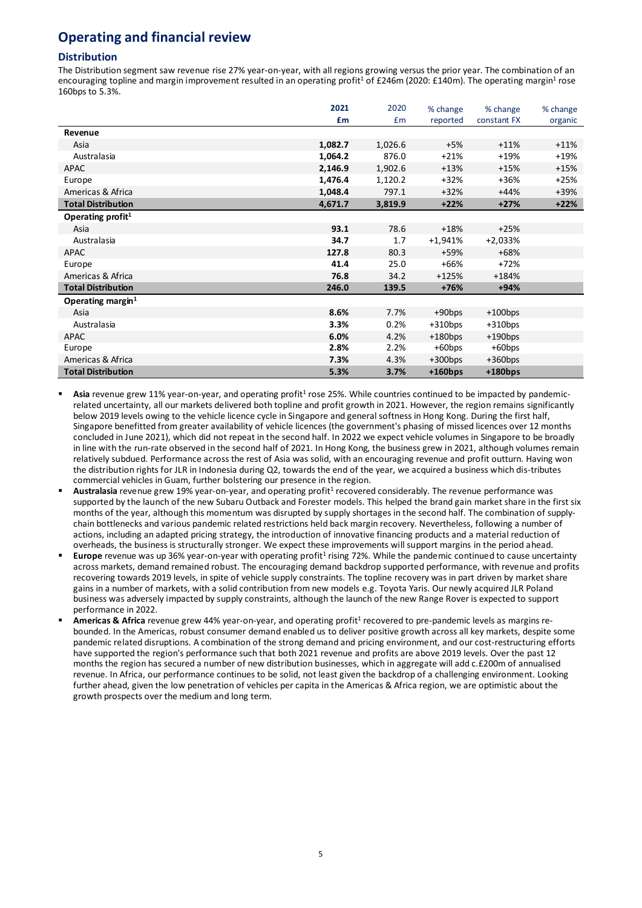# Operating and financial review

## Distribution

The Distribution segment saw revenue rise 27% year-on-year, with all regions growing versus the prior year. The combination of an encouraging topline and margin improvement resulted in an operating profit[1] of £246m (2020: £140m). The operating margin[1] rose 160bps to 5.3%.

| | 2021 £m | 2020 £m | % change reported | % change constant FX | % change organic |
|---|---|---|---|---|---|
| **Revenue** | | | | | |
| Asia | **1,082.7** | 1,026.6 | +5% | +11% | +11% |
| Australasia | **1,064.2** | 876.0 | +21% | +19% | +19% |
| APAC | **2,146.9** | 1,902.6 | +13% | +15% | +15% |
| Europe | **1,476.4** | 1,120.2 | +32% | +36% | +25% |
| Americas & Africa | **1,048.4** | 797.1 | +32% | +44% | +39% |
| **Total Distribution** | **4,671.7** | **3,819.9** | **+22%** | **+27%** | **+22%** |
| **Operating profit[1]** | | | | | |
| Asia | **93.1** | 78.6 | +18% | +25% | |
| Australasia | **34.7** | 1.7 | +1,941% | +2,033% | |
| APAC | **127.8** | 80.3 | +59% | +68% | |
| Europe | **41.4** | 25.0 | +66% | +72% | |
| Americas & Africa | **76.8** | 34.2 | +125% | +184% | |
| **Total Distribution** | **246.0** | **139.5** | **+76%** | **+94%** | |
| **Operating margin[1]** | | | | | |
| Asia | **8.6%** | 7.7% | +90bps | +100bps | |
| Australasia | **3.3%** | 0.2% | +310bps | +310bps | |
| APAC | **6.0%** | 4.2% | +180bps | +190bps | |
| Europe | **2.8%** | 2.2% | +60bps | +60bps | |
| Americas & Africa | **7.3%** | 4.3% | +300bps | +360bps | |
| **Total Distribution** | **5.3%** | **3.7%** | **+160bps** | **+180bps** | |

- **Asia** revenue grew 11% year-on-year, and operating profit[1] rose 25%. While countries continued to be impacted by pandemic-related uncertainty, all our markets delivered both topline and profit growth in 2021. However, the region remains significantly below 2019 levels owing to the vehicle licence cycle in Singapore and general softness in Hong Kong. During the first half, Singapore benefitted from greater availability of vehicle licences (the government's phasing of missed licences over 12 months concluded in June 2021), which did not repeat in the second half. In 2022 we expect vehicle volumes in Singapore to be broadly in line with the run-rate observed in the second half of 2021. In Hong Kong, the business grew in 2021, although volumes remain relatively subdued. Performance across the rest of Asia was solid, with an encouraging revenue and profit outturn. Having won the distribution rights for JLR in Indonesia during Q2, towards the end of the year, we acquired a business which dis-tributes commercial vehicles in Guam, further bolstering our presence in the region.
- **Australasia** revenue grew 19% year-on-year, and operating profit[1] recovered considerably. The revenue performance was supported by the launch of the new Subaru Outback and Forester models. This helped the brand gain market share in the first six months of the year, although this momentum was disrupted by supply shortages in the second half. The combination of supply-chain bottlenecks and various pandemic related restrictions held back margin recovery. Nevertheless, following a number of actions, including an adapted pricing strategy, the introduction of innovative financing products and a material reduction of overheads, the business is structurally stronger. We expect these improvements will support margins in the period ahead.
- **Europe** revenue was up 36% year-on-year with operating profit[1] rising 72%. While the pandemic continued to cause uncertainty across markets, demand remained robust. The encouraging demand backdrop supported performance, with revenue and profits recovering towards 2019 levels, in spite of vehicle supply constraints. The topline recovery was in part driven by market share gains in a number of markets, with a solid contribution from new models e.g. Toyota Yaris. Our newly acquired JLR Poland business was adversely impacted by supply constraints, although the launch of the new Range Rover is expected to support performance in 2022.
- **Americas & Africa** revenue grew 44% year-on-year, and operating profit[1] recovered to pre-pandemic levels as margins re-bounded. In the Americas, robust consumer demand enabled us to deliver positive growth across all key markets, despite some pandemic related disruptions. A combination of the strong demand and pricing environment, and our cost-restructuring efforts have supported the region's performance such that both 2021 revenue and profits are above 2019 levels. Over the past 12 months the region has secured a number of new distribution businesses, which in aggregate will add c.£200m of annualised revenue. In Africa, our performance continues to be solid, not least given the backdrop of a challenging environment. Looking further ahead, given the low penetration of vehicles per capita in the Americas & Africa region, we are optimistic about the growth prospects over the medium and long term.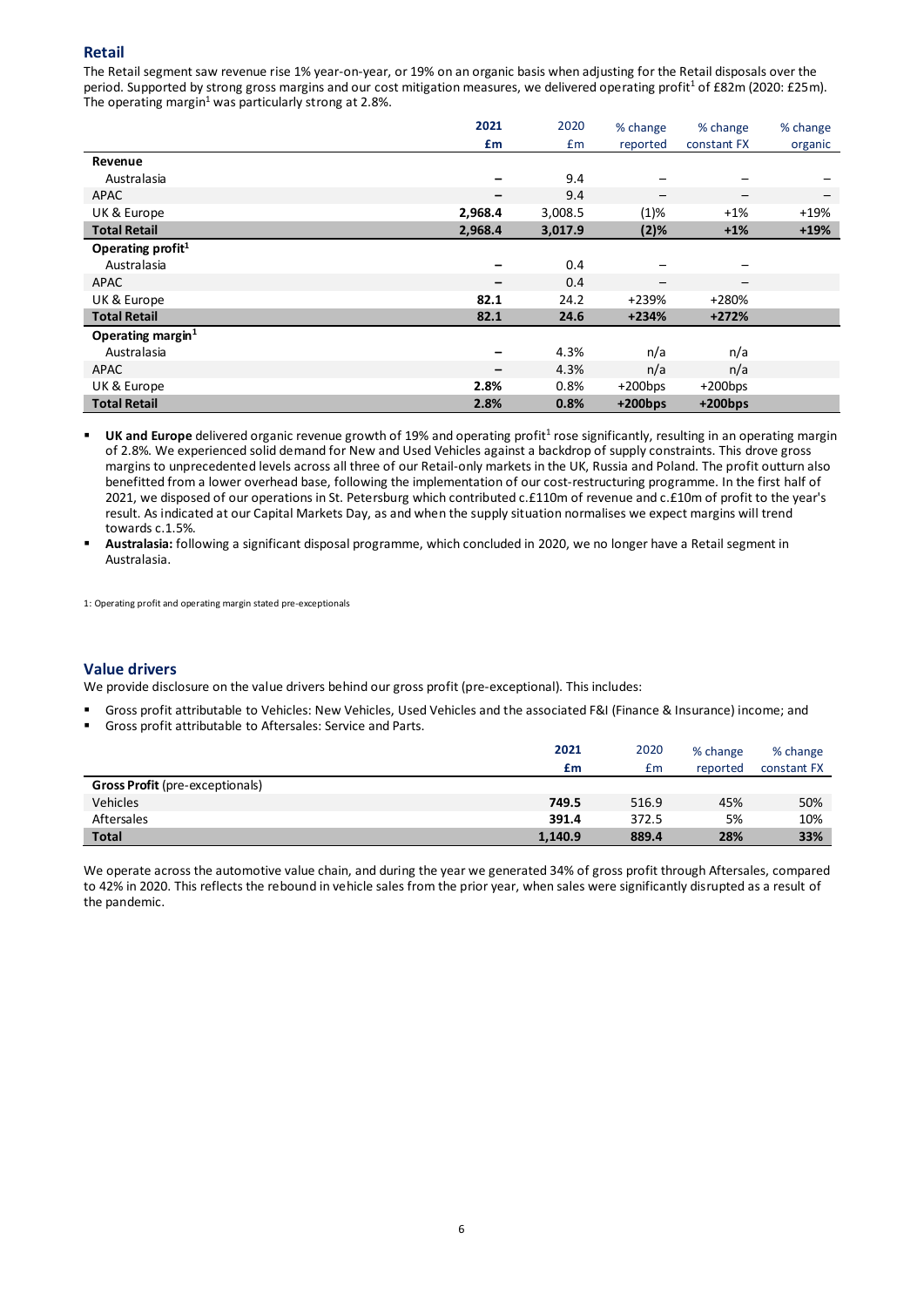## Retail

The Retail segment saw revenue rise 1% year-on-year, or 19% on an organic basis when adjusting for the Retail disposals over the period. Supported by strong gross margins and our cost mitigation measures, we delivered operating profit[1] of £82m (2020: £25m). The operating margin[1] was particularly strong at 2.8%.

| | 2021 £m | 2020 £m | % change reported | % change constant FX | % change organic |
|---|---|---|---|---|---|
| **Revenue** | | | | | |
| Australasia | – | 9.4 | – | – | – |
| APAC | – | 9.4 | – | – | – |
| UK & Europe | **2,968.4** | 3,008.5 | (1)% | +1% | +19% |
| **Total Retail** | **2,968.4** | **3,017.9** | **(2)%** | **+1%** | **+19%** |
| **Operating profit[1]** | | | | | |
| Australasia | – | 0.4 | – | – | |
| APAC | – | 0.4 | – | – | |
| UK & Europe | **82.1** | 24.2 | +239% | +280% | |
| **Total Retail** | **82.1** | **24.6** | **+234%** | **+272%** | |
| **Operating margin[1]** | | | | | |
| Australasia | – | 4.3% | n/a | n/a | |
| APAC | – | 4.3% | n/a | n/a | |
| UK & Europe | **2.8%** | 0.8% | +200bps | +200bps | |
| **Total Retail** | **2.8%** | **0.8%** | **+200bps** | **+200bps** | |

- **UK and Europe** delivered organic revenue growth of 19% and operating profit[1] rose significantly, resulting in an operating margin of 2.8%. We experienced solid demand for New and Used Vehicles against a backdrop of supply constraints. This drove gross margins to unprecedented levels across all three of our Retail-only markets in the UK, Russia and Poland. The profit outturn also benefitted from a lower overhead base, following the implementation of our cost-restructuring programme. In the first half of 2021, we disposed of our operations in St. Petersburg which contributed c.£110m of revenue and c.£10m of profit to the year's result. As indicated at our Capital Markets Day, as and when the supply situation normalises we expect margins will trend towards c.1.5%.
- **Australasia:** following a significant disposal programme, which concluded in 2020, we no longer have a Retail segment in Australasia.

1: Operating profit and operating margin stated pre-exceptionals

## Value drivers

We provide disclosure on the value drivers behind our gross profit (pre-exceptional). This includes:

- Gross profit attributable to Vehicles: New Vehicles, Used Vehicles and the associated F&I (Finance & Insurance) income; and
- Gross profit attributable to Aftersales: Service and Parts.

| | 2021 £m | 2020 £m | % change reported | % change constant FX |
|---|---|---|---|---|
| **Gross Profit** (pre-exceptionals) | | | | |
| Vehicles | **749.5** | 516.9 | 45% | 50% |
| Aftersales | **391.4** | 372.5 | 5% | 10% |
| **Total** | **1,140.9** | **889.4** | **28%** | **33%** |

We operate across the automotive value chain, and during the year we generated 34% of gross profit through Aftersales, compared to 42% in 2020. This reflects the rebound in vehicle sales from the prior year, when sales were significantly disrupted as a result of the pandemic.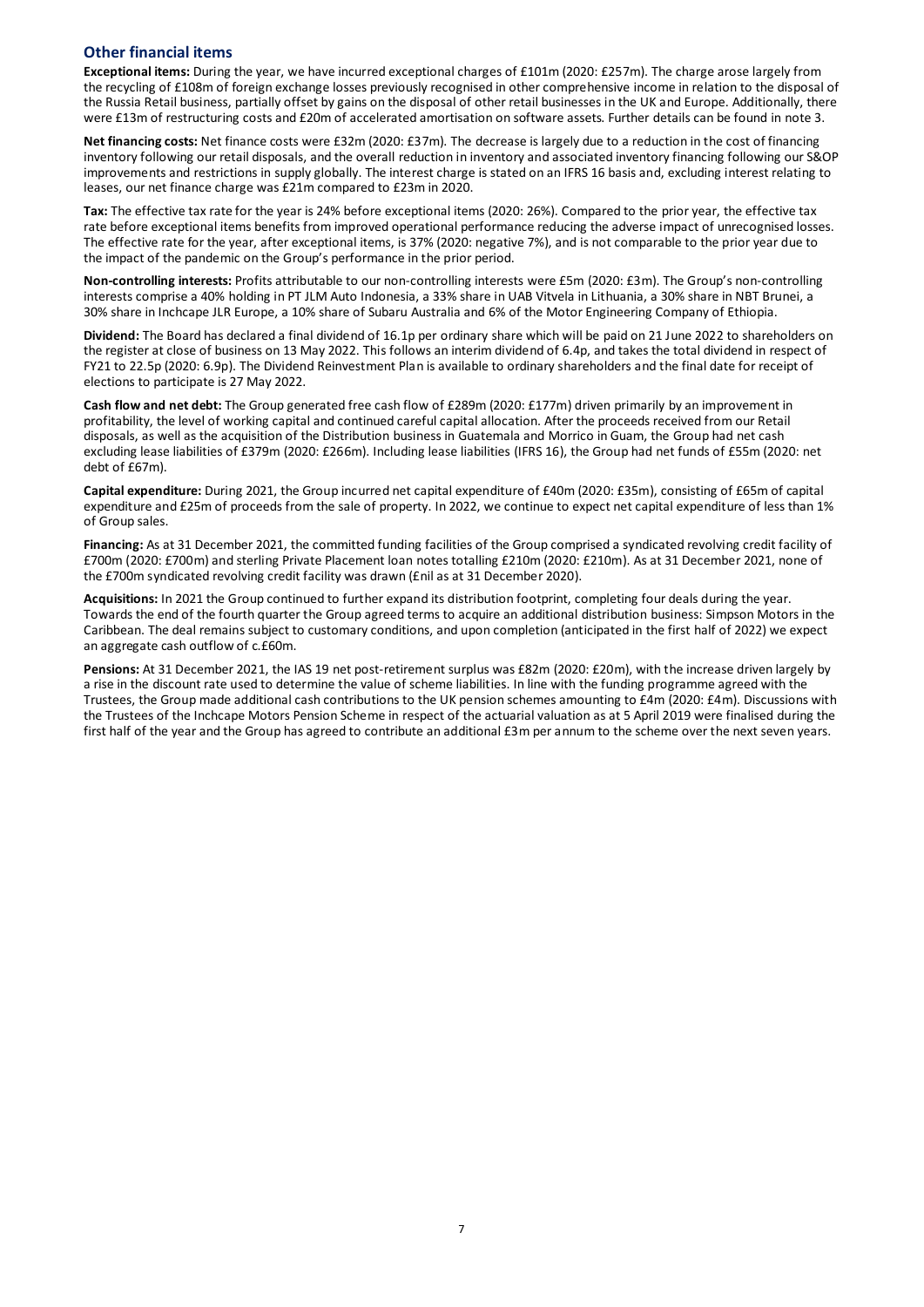## Other financial items

**Exceptional items:** During the year, we have incurred exceptional charges of £101m (2020: £257m). The charge arose largely from the recycling of £108m of foreign exchange losses previously recognised in other comprehensive income in relation to the disposal of the Russia Retail business, partially offset by gains on the disposal of other retail businesses in the UK and Europe. Additionally, there were £13m of restructuring costs and £20m of accelerated amortisation on software assets. Further details can be found in note 3.

**Net financing costs:** Net finance costs were £32m (2020: £37m). The decrease is largely due to a reduction in the cost of financing inventory following our retail disposals, and the overall reduction in inventory and associated inventory financing following our S&OP improvements and restrictions in supply globally. The interest charge is stated on an IFRS 16 basis and, excluding interest relating to leases, our net finance charge was £21m compared to £23m in 2020.

**Tax:** The effective tax rate for the year is 24% before exceptional items (2020: 26%). Compared to the prior year, the effective tax rate before exceptional items benefits from improved operational performance reducing the adverse impact of unrecognised losses. The effective rate for the year, after exceptional items, is 37% (2020: negative 7%), and is not comparable to the prior year due to the impact of the pandemic on the Group's performance in the prior period.

**Non-controlling interests:** Profits attributable to our non-controlling interests were £5m (2020: £3m). The Group's non-controlling interests comprise a 40% holding in PT JLM Auto Indonesia, a 33% share in UAB Vitvela in Lithuania, a 30% share in NBT Brunei, a 30% share in Inchcape JLR Europe, a 10% share of Subaru Australia and 6% of the Motor Engineering Company of Ethiopia.

**Dividend:** The Board has declared a final dividend of 16.1p per ordinary share which will be paid on 21 June 2022 to shareholders on the register at close of business on 13 May 2022. This follows an interim dividend of 6.4p, and takes the total dividend in respect of FY21 to 22.5p (2020: 6.9p). The Dividend Reinvestment Plan is available to ordinary shareholders and the final date for receipt of elections to participate is 27 May 2022.

**Cash flow and net debt:** The Group generated free cash flow of £289m (2020: £177m) driven primarily by an improvement in profitability, the level of working capital and continued careful capital allocation. After the proceeds received from our Retail disposals, as well as the acquisition of the Distribution business in Guatemala and Morrico in Guam, the Group had net cash excluding lease liabilities of £379m (2020: £266m). Including lease liabilities (IFRS 16), the Group had net funds of £55m (2020: net debt of £67m).

**Capital expenditure:** During 2021, the Group incurred net capital expenditure of £40m (2020: £35m), consisting of £65m of capital expenditure and £25m of proceeds from the sale of property. In 2022, we continue to expect net capital expenditure of less than 1% of Group sales.

**Financing:** As at 31 December 2021, the committed funding facilities of the Group comprised a syndicated revolving credit facility of £700m (2020: £700m) and sterling Private Placement loan notes totalling £210m (2020: £210m). As at 31 December 2021, none of the £700m syndicated revolving credit facility was drawn (£nil as at 31 December 2020).

**Acquisitions:** In 2021 the Group continued to further expand its distribution footprint, completing four deals during the year. Towards the end of the fourth quarter the Group agreed terms to acquire an additional distribution business: Simpson Motors in the Caribbean. The deal remains subject to customary conditions, and upon completion (anticipated in the first half of 2022) we expect an aggregate cash outflow of c.£60m.

**Pensions:** At 31 December 2021, the IAS 19 net post-retirement surplus was £82m (2020: £20m), with the increase driven largely by a rise in the discount rate used to determine the value of scheme liabilities. In line with the funding programme agreed with the Trustees, the Group made additional cash contributions to the UK pension schemes amounting to £4m (2020: £4m). Discussions with the Trustees of the Inchcape Motors Pension Scheme in respect of the actuarial valuation as at 5 April 2019 were finalised during the first half of the year and the Group has agreed to contribute an additional £3m per annum to the scheme over the next seven years.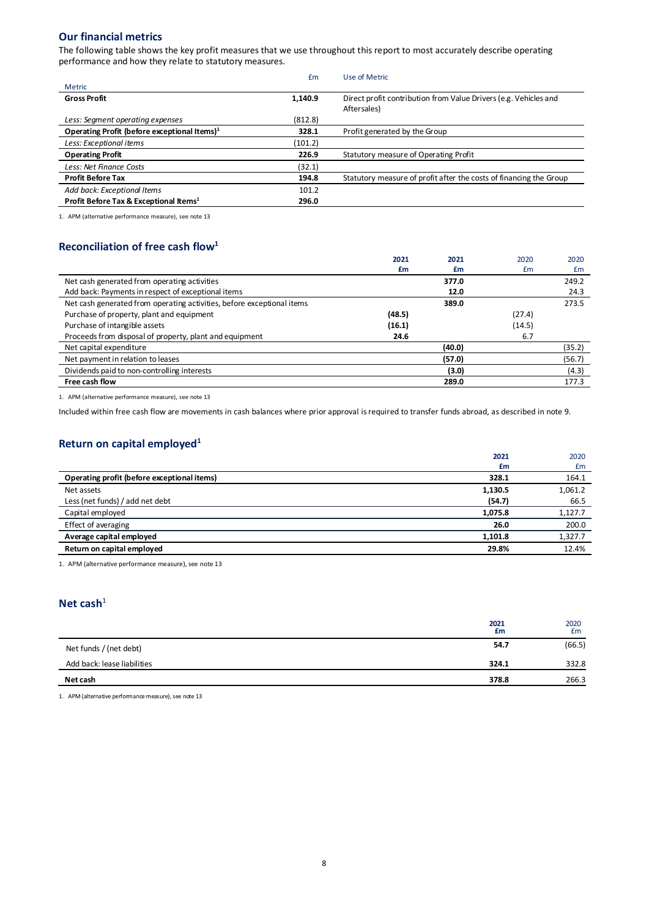## Our financial metrics

The following table shows the key profit measures that we use throughout this report to most accurately describe operating performance and how they relate to statutory measures.

| Metric | £m | Use of Metric |
|---|---|---|
| **Gross Profit** | **1,140.9** | Direct profit contribution from Value Drivers (e.g. Vehicles and Aftersales) |
| *Less: Segment operating expenses* | (812.8) | |
| **Operating Profit (before exceptional Items)[1]** | **328.1** | Profit generated by the Group |
| *Less: Exceptional items* | (101.2) | |
| **Operating Profit** | **226.9** | Statutory measure of Operating Profit |
| *Less: Net Finance Costs* | (32.1) | |
| **Profit Before Tax** | **194.8** | Statutory measure of profit after the costs of financing the Group |
| *Add back: Exceptional Items* | 101.2 | |
| **Profit Before Tax & Exceptional Items[1]** | **296.0** | |

1. APM (alternative performance measure), see note 13

## Reconciliation of free cash flow[1]

| | 2021 £m | 2021 £m | 2020 £m | 2020 £m |
|---|---|---|---|---|
| Net cash generated from operating activities | | **377.0** | | 249.2 |
| Add back: Payments in respect of exceptional items | | **12.0** | | 24.3 |
| Net cash generated from operating activities, before exceptional items | | **389.0** | | 273.5 |
| Purchase of property, plant and equipment | **(48.5)** | | (27.4) | |
| Purchase of intangible assets | **(16.1)** | | (14.5) | |
| Proceeds from disposal of property, plant and equipment | **24.6** | | 6.7 | |
| Net capital expenditure | | **(40.0)** | | (35.2) |
| Net payment in relation to leases | | **(57.0)** | | (56.7) |
| Dividends paid to non-controlling interests | | **(3.0)** | | (4.3) |
| **Free cash flow** | | **289.0** | | 177.3 |

1. APM (alternative performance measure), see note 13

Included within free cash flow are movements in cash balances where prior approval is required to transfer funds abroad, as described in note 9.

## Return on capital employed[1]

| | 2021 £m | 2020 £m |
|---|---|---|
| **Operating profit (before exceptional items)** | **328.1** | 164.1 |
| Net assets | **1,130.5** | 1,061.2 |
| Less (net funds) / add net debt | **(54.7)** | 66.5 |
| Capital employed | **1,075.8** | 1,127.7 |
| Effect of averaging | **26.0** | 200.0 |
| **Average capital employed** | **1,101.8** | 1,327.7 |
| **Return on capital employed** | **29.8%** | 12.4% |

1. APM (alternative performance measure), see note 13

## Net cash[1]

| | 2021 £m | 2020 £m |
|---|---|---|
| Net funds / (net debt) | **54.7** | (66.5) |
| Add back: lease liabilities | **324.1** | 332.8 |
| **Net cash** | **378.8** | 266.3 |

1. APM (alternative performance measure), see note 13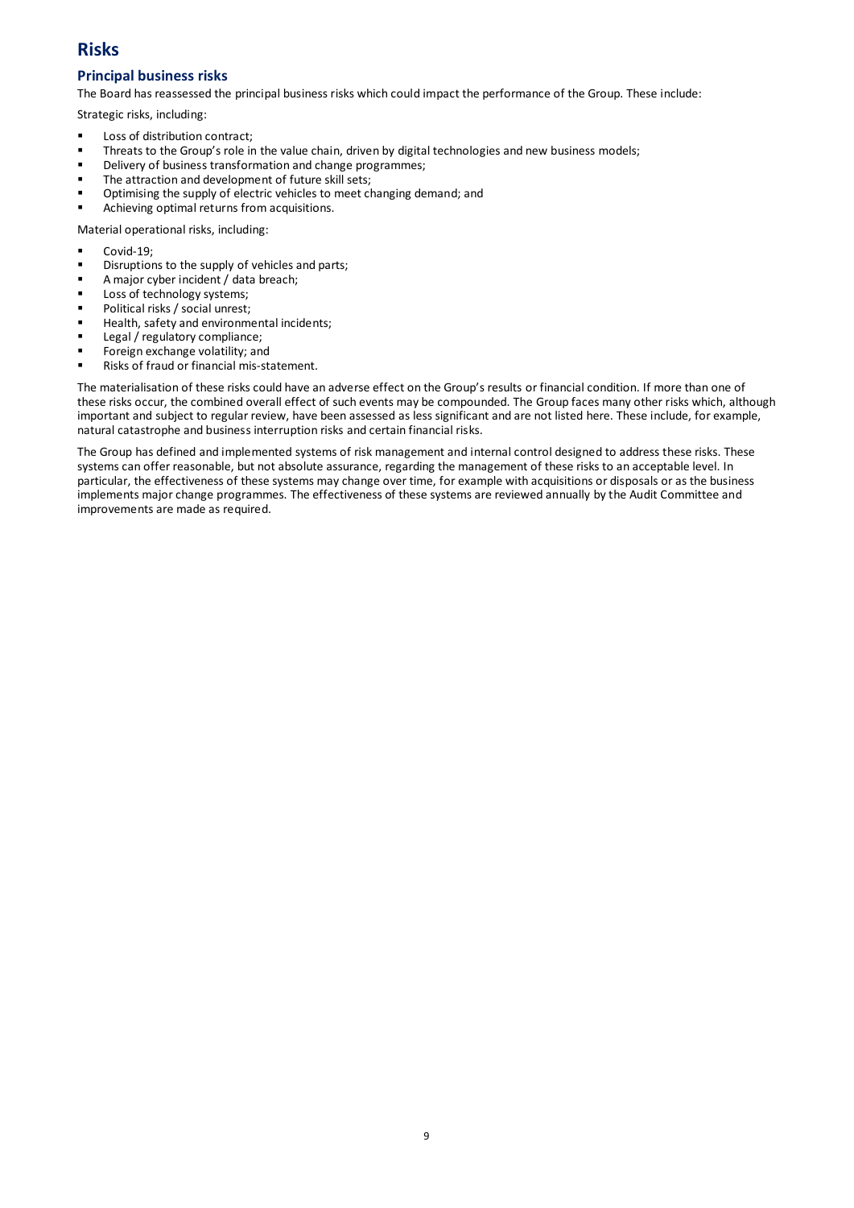# Risks

## Principal business risks

The Board has reassessed the principal business risks which could impact the performance of the Group. These include:

Strategic risks, including:

- Loss of distribution contract;
- Threats to the Group's role in the value chain, driven by digital technologies and new business models;
- Delivery of business transformation and change programmes;
- The attraction and development of future skill sets;
- Optimising the supply of electric vehicles to meet changing demand; and
- Achieving optimal returns from acquisitions.

Material operational risks, including:

- Covid-19;
- Disruptions to the supply of vehicles and parts;
- A major cyber incident / data breach;
- Loss of technology systems;
- Political risks / social unrest;
- Health, safety and environmental incidents;
- Legal / regulatory compliance;
- Foreign exchange volatility; and
- Risks of fraud or financial mis-statement.

The materialisation of these risks could have an adverse effect on the Group's results or financial condition. If more than one of these risks occur, the combined overall effect of such events may be compounded. The Group faces many other risks which, although important and subject to regular review, have been assessed as less significant and are not listed here. These include, for example, natural catastrophe and business interruption risks and certain financial risks.

The Group has defined and implemented systems of risk management and internal control designed to address these risks. These systems can offer reasonable, but not absolute assurance, regarding the management of these risks to an acceptable level. In particular, the effectiveness of these systems may change over time, for example with acquisitions or disposals or as the business implements major change programmes. The effectiveness of these systems are reviewed annually by the Audit Committee and improvements are made as required.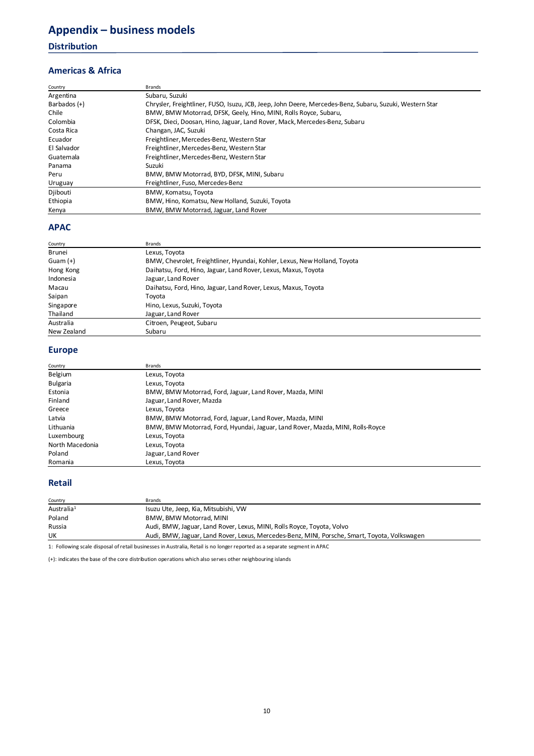# Appendix – business models

## Distribution

### Americas & Africa

| Country | Brands |
|---|---|
| Argentina | Subaru, Suzuki |
| Barbados (+) | Chrysler, Freightliner, FUSO, Isuzu, JCB, Jeep, John Deere, Mercedes-Benz, Subaru, Suzuki, Western Star |
| Chile | BMW, BMW Motorrad, DFSK, Geely, Hino, MINI, Rolls Royce, Subaru, |
| Colombia | DFSK, Dieci, Doosan, Hino, Jaguar, Land Rover, Mack, Mercedes-Benz, Subaru |
| Costa Rica | Changan, JAC, Suzuki |
| Ecuador | Freightliner, Mercedes-Benz, Western Star |
| El Salvador | Freightliner, Mercedes-Benz, Western Star |
| Guatemala | Freightliner, Mercedes-Benz, Western Star |
| Panama | Suzuki |
| Peru | BMW, BMW Motorrad, BYD, DFSK, MINI, Subaru |
| Uruguay | Freightliner, Fuso, Mercedes-Benz |
| Djibouti | BMW, Komatsu, Toyota |
| Ethiopia | BMW, Hino, Komatsu, New Holland, Suzuki, Toyota |
| Kenya | BMW, BMW Motorrad, Jaguar, Land Rover |

### APAC

| Country | Brands |
|---|---|
| Brunei | Lexus, Toyota |
| Guam (+) | BMW, Chevrolet, Freightliner, Hyundai, Kohler, Lexus, New Holland, Toyota |
| Hong Kong | Daihatsu, Ford, Hino, Jaguar, Land Rover, Lexus, Maxus, Toyota |
| Indonesia | Jaguar, Land Rover |
| Macau | Daihatsu, Ford, Hino, Jaguar, Land Rover, Lexus, Maxus, Toyota |
| Saipan | Toyota |
| Singapore | Hino, Lexus, Suzuki, Toyota |
| Thailand | Jaguar, Land Rover |
| Australia | Citroen, Peugeot, Subaru |
| New Zealand | Subaru |

### Europe

| Country | Brands |
|---|---|
| Belgium | Lexus, Toyota |
| Bulgaria | Lexus, Toyota |
| Estonia | BMW, BMW Motorrad, Ford, Jaguar, Land Rover, Mazda, MINI |
| Finland | Jaguar, Land Rover, Mazda |
| Greece | Lexus, Toyota |
| Latvia | BMW, BMW Motorrad, Ford, Jaguar, Land Rover, Mazda, MINI |
| Lithuania | BMW, BMW Motorrad, Ford, Hyundai, Jaguar, Land Rover, Mazda, MINI, Rolls-Royce |
| Luxembourg | Lexus, Toyota |
| North Macedonia | Lexus, Toyota |
| Poland | Jaguar, Land Rover |
| Romania | Lexus, Toyota |

## Retail

| Country | Brands |
|---|---|
| Australia[1] | Isuzu Ute, Jeep, Kia, Mitsubishi, VW |
| Poland | BMW, BMW Motorrad, MINI |
| Russia | Audi, BMW, Jaguar, Land Rover, Lexus, MINI, Rolls Royce, Toyota, Volvo |
| UK | Audi, BMW, Jaguar, Land Rover, Lexus, Mercedes-Benz, MINI, Porsche, Smart, Toyota, Volkswagen |

1: Following scale disposal of retail businesses in Australia, Retail is no longer reported as a separate segment in APAC

(+): indicates the base of the core distribution operations which also serves other neighbouring islands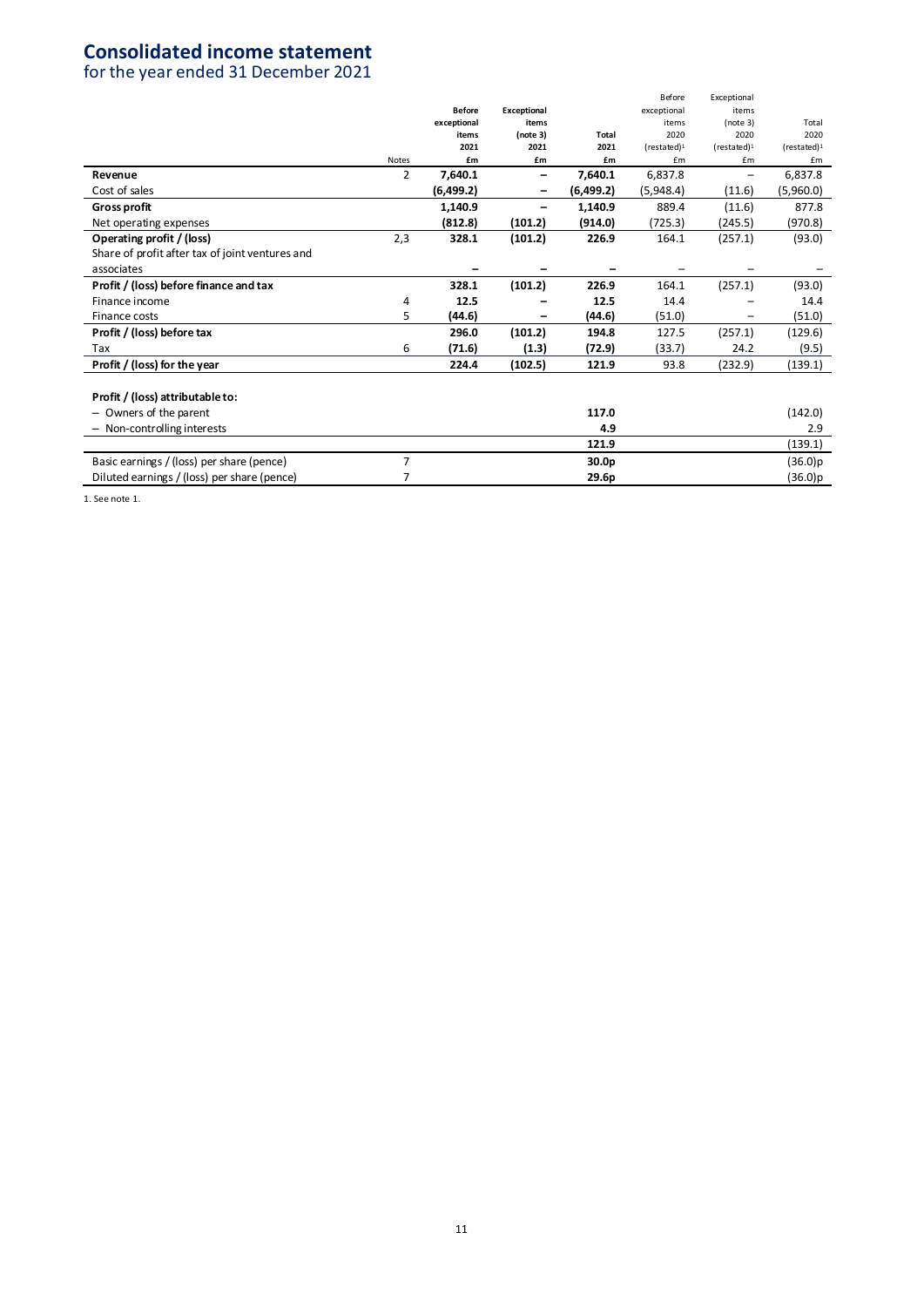# Consolidated income statement

for the year ended 31 December 2021

| | Notes | Before exceptional items 2021 £m | Exceptional items (note 3) 2021 £m | Total 2021 £m | Before exceptional items 2020 (restated)[1] £m | Exceptional items (note 3) 2020 (restated)[1] £m | Total 2020 (restated)[1] £m |
|---|---|---|---|---|---|---|---|
| **Revenue** | 2 | **7,640.1** | **–** | **7,640.1** | 6,837.8 | – | 6,837.8 |
| Cost of sales | | **(6,499.2)** | **–** | **(6,499.2)** | (5,948.4) | (11.6) | (5,960.0) |
| **Gross profit** | | **1,140.9** | **–** | **1,140.9** | 889.4 | (11.6) | 877.8 |
| Net operating expenses | | **(812.8)** | **(101.2)** | **(914.0)** | (725.3) | (245.5) | (970.8) |
| **Operating profit / (loss)** | 2,3 | **328.1** | **(101.2)** | **226.9** | 164.1 | (257.1) | (93.0) |
| Share of profit after tax of joint ventures and associates | | **–** | **–** | **–** | – | – | – |
| **Profit / (loss) before finance and tax** | | **328.1** | **(101.2)** | **226.9** | 164.1 | (257.1) | (93.0) |
| Finance income | 4 | **12.5** | **–** | **12.5** | 14.4 | – | 14.4 |
| Finance costs | 5 | **(44.6)** | **–** | **(44.6)** | (51.0) | – | (51.0) |
| **Profit / (loss) before tax** | | **296.0** | **(101.2)** | **194.8** | 127.5 | (257.1) | (129.6) |
| Tax | 6 | **(71.6)** | **(1.3)** | **(72.9)** | (33.7) | 24.2 | (9.5) |
| **Profit / (loss) for the year** | | **224.4** | **(102.5)** | **121.9** | 93.8 | (232.9) | (139.1) |
| | | | | | | | |
| **Profit / (loss) attributable to:** | | | | | | | |
| – Owners of the parent | | | | **117.0** | | | (142.0) |
| – Non-controlling interests | | | | **4.9** | | | 2.9 |
| | | | | **121.9** | | | (139.1) |
| Basic earnings / (loss) per share (pence) | 7 | | | **30.0p** | | | (36.0)p |
| Diluted earnings / (loss) per share (pence) | 7 | | | **29.6p** | | | (36.0)p |

1. See note 1.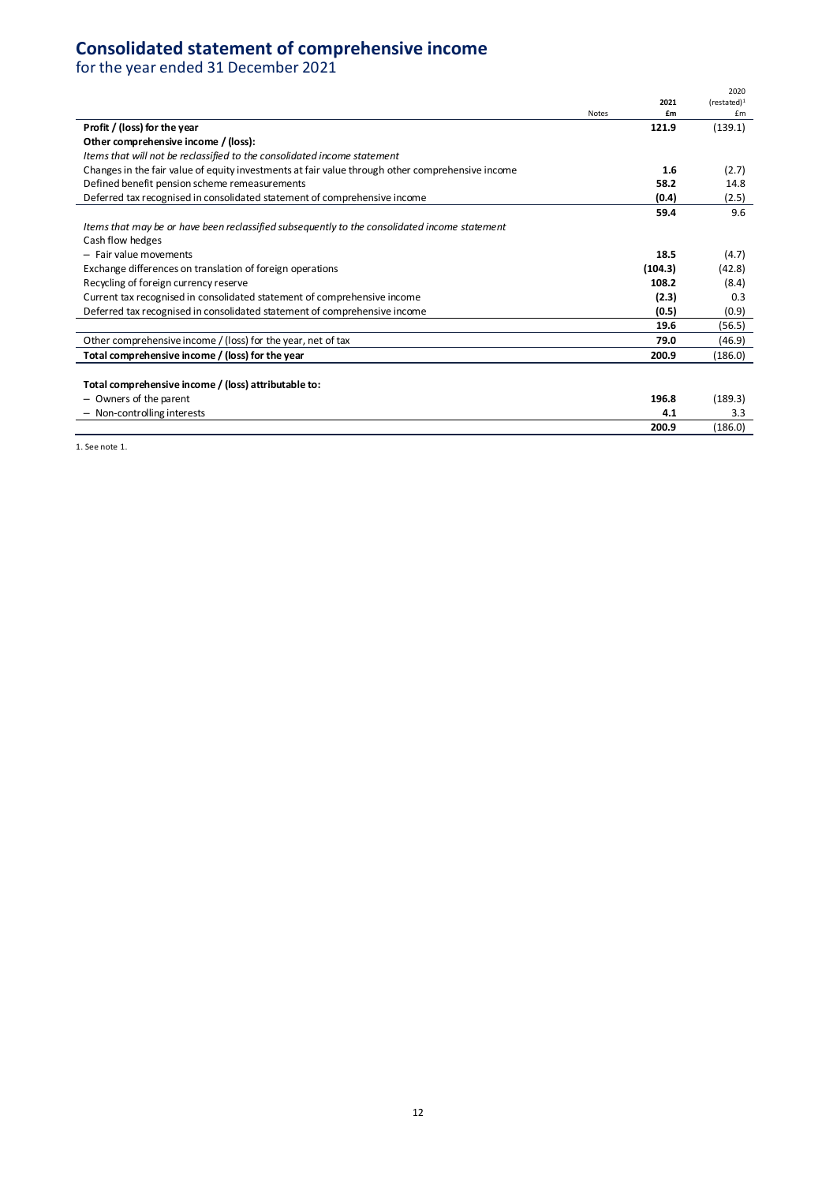# Consolidated statement of comprehensive income

for the year ended 31 December 2021

| | Notes | 2021 £m | 2020 (restated)[1] £m |
|---|---|---|---|
| **Profit / (loss) for the year** | | **121.9** | (139.1) |
| **Other comprehensive income / (loss):** | | | |
| *Items that will not be reclassified to the consolidated income statement* | | | |
| Changes in the fair value of equity investments at fair value through other comprehensive income | | **1.6** | (2.7) |
| Defined benefit pension scheme remeasurements | | **58.2** | 14.8 |
| Deferred tax recognised in consolidated statement of comprehensive income | | **(0.4)** | (2.5) |
| | | **59.4** | 9.6 |
| *Items that may be or have been reclassified subsequently to the consolidated income statement* | | | |
| Cash flow hedges | | | |
| – Fair value movements | | **18.5** | (4.7) |
| Exchange differences on translation of foreign operations | | **(104.3)** | (42.8) |
| Recycling of foreign currency reserve | | **108.2** | (8.4) |
| Current tax recognised in consolidated statement of comprehensive income | | **(2.3)** | 0.3 |
| Deferred tax recognised in consolidated statement of comprehensive income | | **(0.5)** | (0.9) |
| | | **19.6** | (56.5) |
| Other comprehensive income / (loss) for the year, net of tax | | **79.0** | (46.9) |
| **Total comprehensive income / (loss) for the year** | | **200.9** | (186.0) |
| | | | |
| **Total comprehensive income / (loss) attributable to:** | | | |
| – Owners of the parent | | **196.8** | (189.3) |
| – Non-controlling interests | | **4.1** | 3.3 |
| | | **200.9** | (186.0) |

1. See note 1.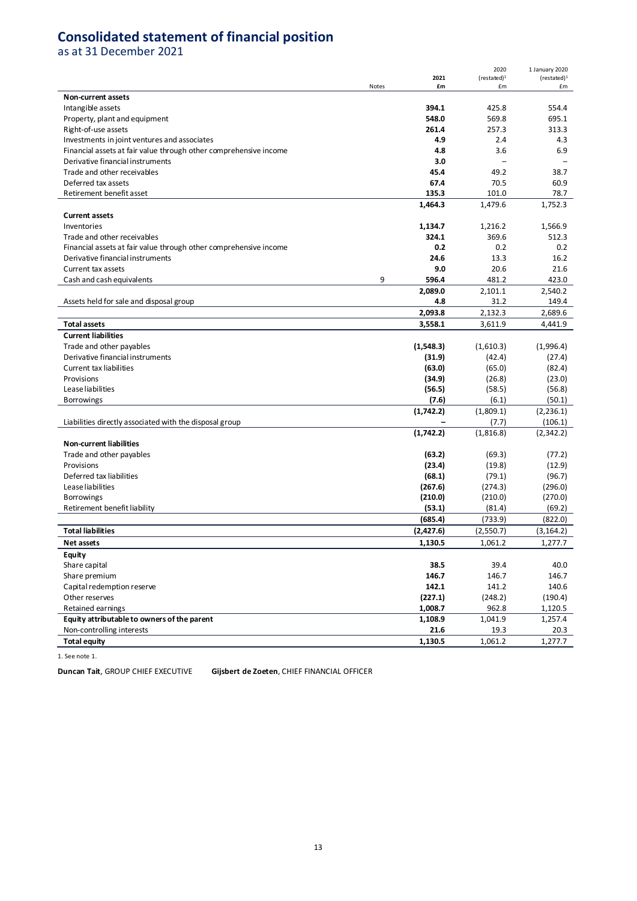# Consolidated statement of financial position

as at 31 December 2021

| | Notes | 2021<br>£m | 2020<br>(restated)[1]<br>£m | 1 January 2020<br>(restated)[1]<br>£m |
|---|---|---|---|---|
| **Non-current assets** | | | | |
| Intangible assets | | **394.1** | 425.8 | 554.4 |
| Property, plant and equipment | | **548.0** | 569.8 | 695.1 |
| Right-of-use assets | | **261.4** | 257.3 | 313.3 |
| Investments in joint ventures and associates | | **4.9** | 2.4 | 4.3 |
| Financial assets at fair value through other comprehensive income | | **4.8** | 3.6 | 6.9 |
| Derivative financial instruments | | **3.0** | – | – |
| Trade and other receivables | | **45.4** | 49.2 | 38.7 |
| Deferred tax assets | | **67.4** | 70.5 | 60.9 |
| Retirement benefit asset | | **135.3** | 101.0 | 78.7 |
| | | **1,464.3** | 1,479.6 | 1,752.3 |
| **Current assets** | | | | |
| Inventories | | **1,134.7** | 1,216.2 | 1,566.9 |
| Trade and other receivables | | **324.1** | 369.6 | 512.3 |
| Financial assets at fair value through other comprehensive income | | **0.2** | 0.2 | 0.2 |
| Derivative financial instruments | | **24.6** | 13.3 | 16.2 |
| Current tax assets | | **9.0** | 20.6 | 21.6 |
| Cash and cash equivalents | 9 | **596.4** | 481.2 | 423.0 |
| | | **2,089.0** | 2,101.1 | 2,540.2 |
| Assets held for sale and disposal group | | **4.8** | 31.2 | 149.4 |
| | | **2,093.8** | 2,132.3 | 2,689.6 |
| **Total assets** | | **3,558.1** | 3,611.9 | 4,441.9 |
| **Current liabilities** | | | | |
| Trade and other payables | | **(1,548.3)** | (1,610.3) | (1,996.4) |
| Derivative financial instruments | | **(31.9)** | (42.4) | (27.4) |
| Current tax liabilities | | **(63.0)** | (65.0) | (82.4) |
| Provisions | | **(34.9)** | (26.8) | (23.0) |
| Lease liabilities | | **(56.5)** | (58.5) | (56.8) |
| Borrowings | | **(7.6)** | (6.1) | (50.1) |
| | | **(1,742.2)** | (1,809.1) | (2,236.1) |
| Liabilities directly associated with the disposal group | | **–** | (7.7) | (106.1) |
| | | **(1,742.2)** | (1,816.8) | (2,342.2) |
| **Non-current liabilities** | | | | |
| Trade and other payables | | **(63.2)** | (69.3) | (77.2) |
| Provisions | | **(23.4)** | (19.8) | (12.9) |
| Deferred tax liabilities | | **(68.1)** | (79.1) | (96.7) |
| Lease liabilities | | **(267.6)** | (274.3) | (296.0) |
| Borrowings | | **(210.0)** | (210.0) | (270.0) |
| Retirement benefit liability | | **(53.1)** | (81.4) | (69.2) |
| | | **(685.4)** | (733.9) | (822.0) |
| **Total liabilities** | | **(2,427.6)** | (2,550.7) | (3,164.2) |
| **Net assets** | | **1,130.5** | 1,061.2 | 1,277.7 |
| **Equity** | | | | |
| Share capital | | **38.5** | 39.4 | 40.0 |
| Share premium | | **146.7** | 146.7 | 146.7 |
| Capital redemption reserve | | **142.1** | 141.2 | 140.6 |
| Other reserves | | **(227.1)** | (248.2) | (190.4) |
| Retained earnings | | **1,008.7** | 962.8 | 1,120.5 |
| **Equity attributable to owners of the parent** | | **1,108.9** | 1,041.9 | 1,257.4 |
| Non-controlling interests | | **21.6** | 19.3 | 20.3 |
| **Total equity** | | **1,130.5** | 1,061.2 | 1,277.7 |

1. See note 1.

**Duncan Tait**, GROUP CHIEF EXECUTIVE    **Gijsbert de Zoeten**, CHIEF FINANCIAL OFFICER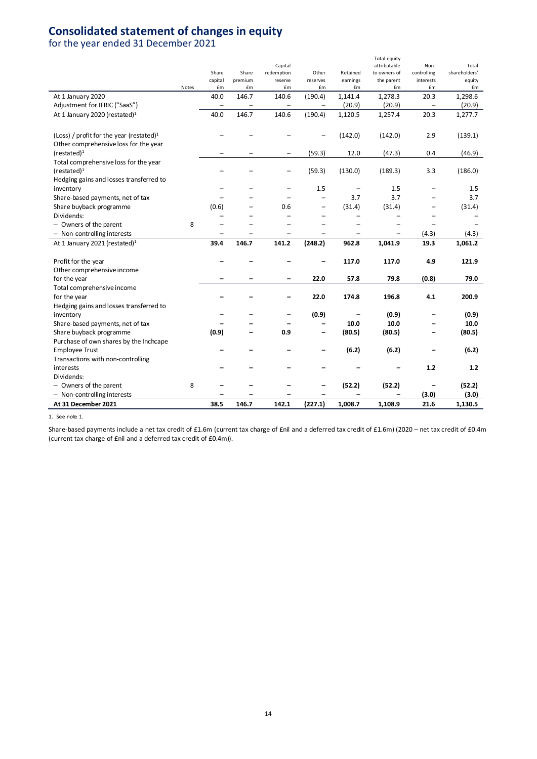# Consolidated statement of changes in equity

for the year ended 31 December 2021

| | Notes | Share capital £m | Share premium £m | Capital redemption reserve £m | Other reserves £m | Retained earnings £m | Total equity attributable to owners of the parent £m | Non-controlling interests £m | Total shareholders' equity £m |
|---|---|---|---|---|---|---|---|---|---|
| At 1 January 2020 | | 40.0 | 146.7 | 140.6 | (190.4) | 1,141.4 | 1,278.3 | 20.3 | 1,298.6 |
| Adjustment for IFRIC ("SaaS") | | – | – | – | – | (20.9) | (20.9) | – | (20.9) |
| At 1 January 2020 (restated)[1] | | 40.0 | 146.7 | 140.6 | (190.4) | 1,120.5 | 1,257.4 | 20.3 | 1,277.7 |
| (Loss) / profit for the year (restated)[1] | | – | – | – | – | (142.0) | (142.0) | 2.9 | (139.1) |
| Other comprehensive loss for the year (restated)[1] | | – | – | – | (59.3) | 12.0 | (47.3) | 0.4 | (46.9) |
| Total comprehensive loss for the year (restated)[1] | | – | – | – | (59.3) | (130.0) | (189.3) | 3.3 | (186.0) |
| Hedging gains and losses transferred to inventory | | – | – | – | 1.5 | – | 1.5 | – | 1.5 |
| Share-based payments, net of tax | | – | – | – | – | 3.7 | 3.7 | – | 3.7 |
| Share buyback programme | | (0.6) | – | 0.6 | – | (31.4) | (31.4) | – | (31.4) |
| Dividends: | | – | – | – | – | – | – | – | – |
| – Owners of the parent | 8 | – | – | – | – | – | – | – | – |
| – Non-controlling interests | | – | – | – | – | – | – | (4.3) | (4.3) |
| At 1 January 2021 (restated)[1] | | **39.4** | **146.7** | **141.2** | **(248.2)** | **962.8** | **1,041.9** | **19.3** | **1,061.2** |
| Profit for the year | | **–** | **–** | **–** | **–** | **117.0** | **117.0** | **4.9** | **121.9** |
| Other comprehensive income for the year | | **–** | **–** | **–** | **22.0** | **57.8** | **79.8** | **(0.8)** | **79.0** |
| Total comprehensive income for the year | | **–** | **–** | **–** | **22.0** | **174.8** | **196.8** | **4.1** | **200.9** |
| Hedging gains and losses transferred to inventory | | **–** | **–** | **–** | **(0.9)** | **–** | **(0.9)** | **–** | **(0.9)** |
| Share-based payments, net of tax | | **–** | **–** | **–** | **–** | **10.0** | **10.0** | **–** | **10.0** |
| Share buyback programme | | **(0.9)** | **–** | **0.9** | **–** | **(80.5)** | **(80.5)** | **–** | **(80.5)** |
| Purchase of own shares by the Inchcape Employee Trust | | **–** | **–** | **–** | **–** | **(6.2)** | **(6.2)** | **–** | **(6.2)** |
| Transactions with non-controlling interests | | **–** | **–** | **–** | **–** | **–** | **–** | **1.2** | **1.2** |
| Dividends: | | | | | | | | | |
| – Owners of the parent | 8 | **–** | **–** | **–** | **–** | **(52.2)** | **(52.2)** | **–** | **(52.2)** |
| – Non-controlling interests | | **–** | **–** | **–** | **–** | **–** | **–** | **(3.0)** | **(3.0)** |
| **At 31 December 2021** | | **38.5** | **146.7** | **142.1** | **(227.1)** | **1,008.7** | **1,108.9** | **21.6** | **1,130.5** |

1. See note 1.

Share-based payments include a net tax credit of £1.6m (current tax charge of £nil and a deferred tax credit of £1.6m) (2020 – net tax credit of £0.4m (current tax charge of £nil and a deferred tax credit of £0.4m)).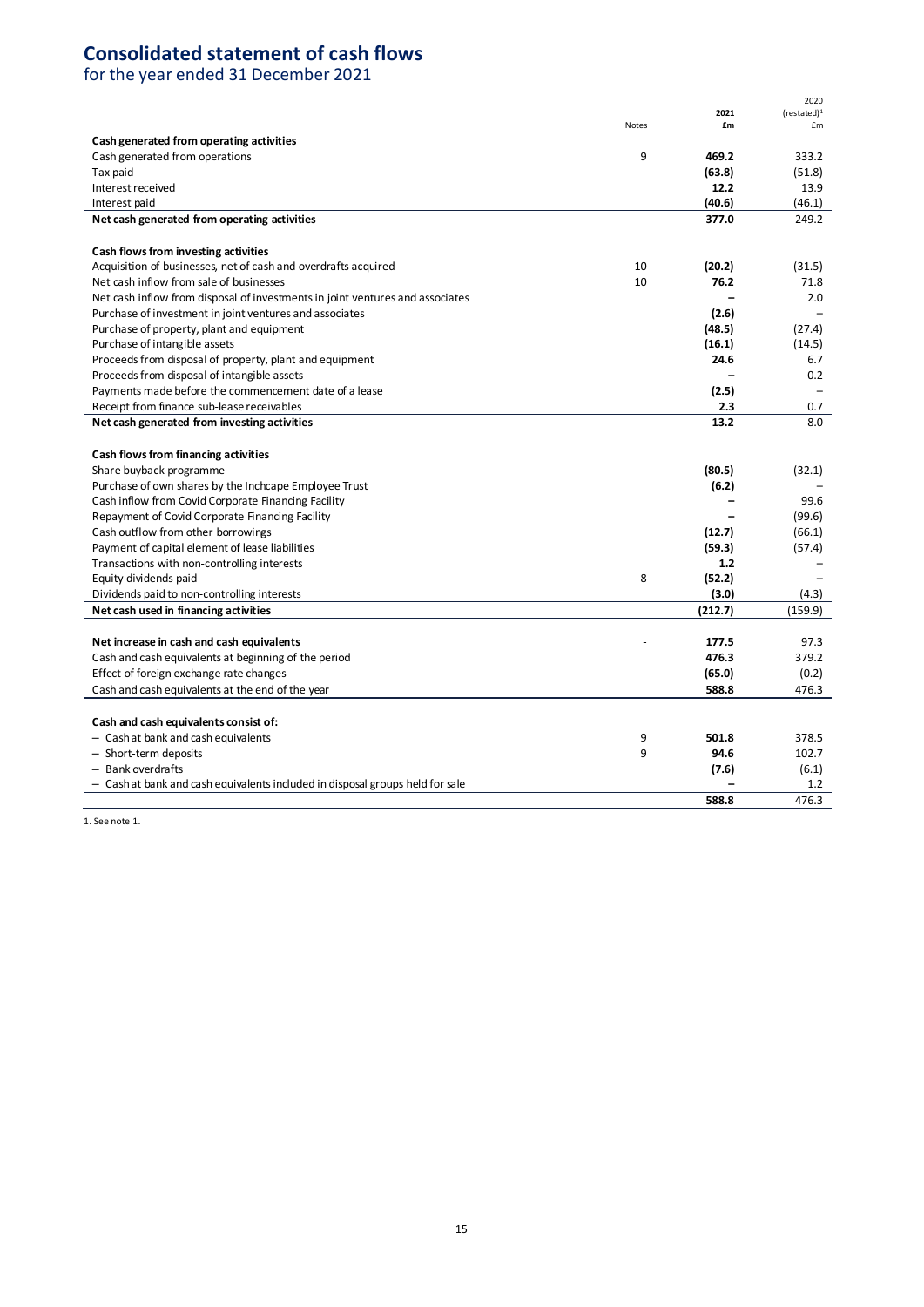# Consolidated statement of cash flows

for the year ended 31 December 2021

| | Notes | 2021 £m | 2020 (restated)[1] £m |
|---|---|---|---|
| **Cash generated from operating activities** | | | |
| Cash generated from operations | 9 | **469.2** | 333.2 |
| Tax paid | | **(63.8)** | (51.8) |
| Interest received | | **12.2** | 13.9 |
| Interest paid | | **(40.6)** | (46.1) |
| **Net cash generated from operating activities** | | **377.0** | 249.2 |
| | | | |
| **Cash flows from investing activities** | | | |
| Acquisition of businesses, net of cash and overdrafts acquired | 10 | **(20.2)** | (31.5) |
| Net cash inflow from sale of businesses | 10 | **76.2** | 71.8 |
| Net cash inflow from disposal of investments in joint ventures and associates | | **–** | 2.0 |
| Purchase of investment in joint ventures and associates | | **(2.6)** | – |
| Purchase of property, plant and equipment | | **(48.5)** | (27.4) |
| Purchase of intangible assets | | **(16.1)** | (14.5) |
| Proceeds from disposal of property, plant and equipment | | **24.6** | 6.7 |
| Proceeds from disposal of intangible assets | | **–** | 0.2 |
| Payments made before the commencement date of a lease | | **(2.5)** | – |
| Receipt from finance sub-lease receivables | | **2.3** | 0.7 |
| **Net cash generated from investing activities** | | **13.2** | 8.0 |
| | | | |
| **Cash flows from financing activities** | | | |
| Share buyback programme | | **(80.5)** | (32.1) |
| Purchase of own shares by the Inchcape Employee Trust | | **(6.2)** | – |
| Cash inflow from Covid Corporate Financing Facility | | **–** | 99.6 |
| Repayment of Covid Corporate Financing Facility | | **–** | (99.6) |
| Cash outflow from other borrowings | | **(12.7)** | (66.1) |
| Payment of capital element of lease liabilities | | **(59.3)** | (57.4) |
| Transactions with non-controlling interests | | **1.2** | – |
| Equity dividends paid | 8 | **(52.2)** | – |
| Dividends paid to non-controlling interests | | **(3.0)** | (4.3) |
| **Net cash used in financing activities** | | **(212.7)** | (159.9) |
| | | | |
| **Net increase in cash and cash equivalents** | - | **177.5** | 97.3 |
| Cash and cash equivalents at beginning of the period | | **476.3** | 379.2 |
| Effect of foreign exchange rate changes | | **(65.0)** | (0.2) |
| Cash and cash equivalents at the end of the year | | **588.8** | 476.3 |
| | | | |
| **Cash and cash equivalents consist of:** | | | |
| – Cash at bank and cash equivalents | 9 | **501.8** | 378.5 |
| – Short-term deposits | 9 | **94.6** | 102.7 |
| – Bank overdrafts | | **(7.6)** | (6.1) |
| – Cash at bank and cash equivalents included in disposal groups held for sale | | **–** | 1.2 |
| | | **588.8** | 476.3 |

1. See note 1.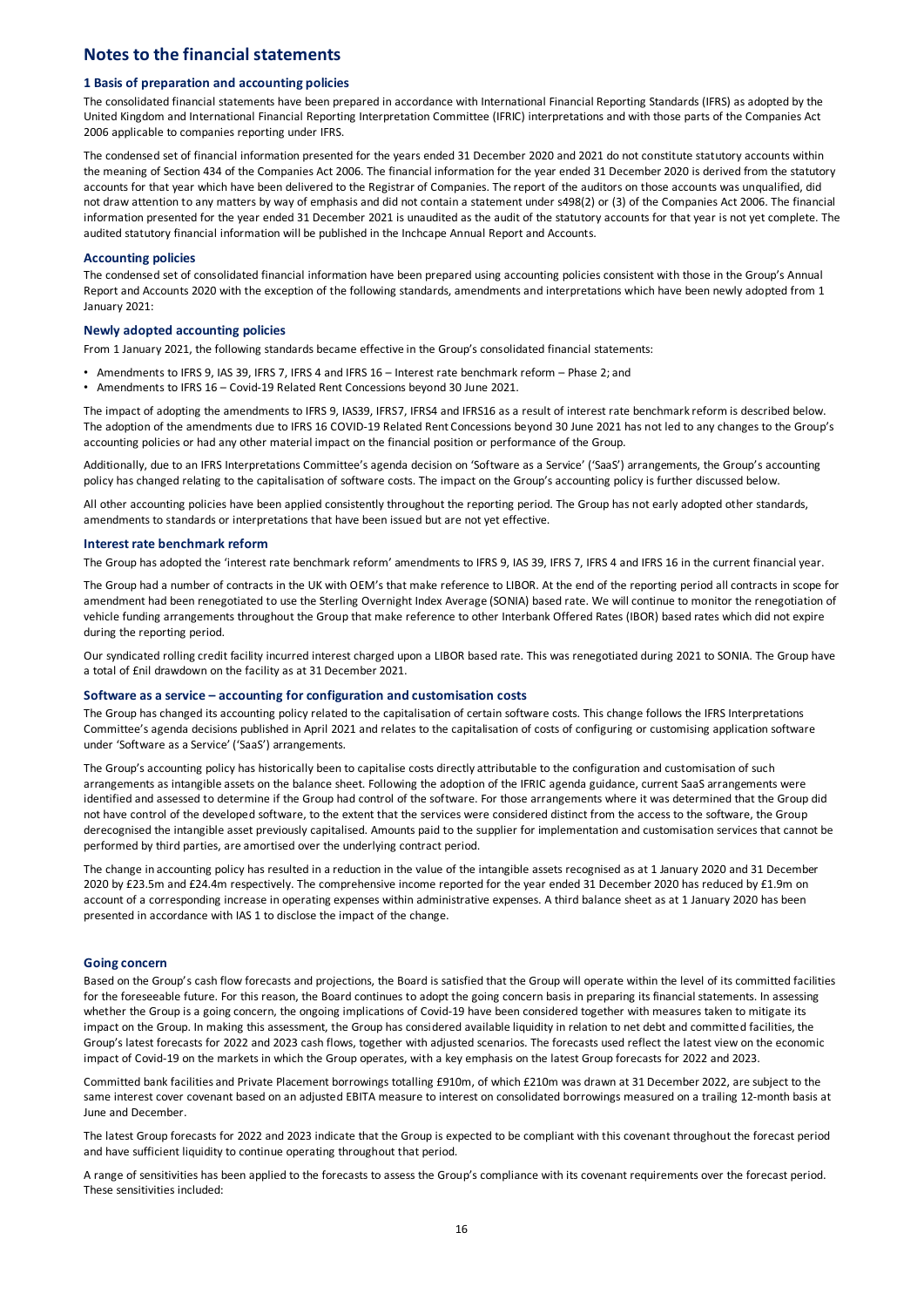# Notes to the financial statements

### 1 Basis of preparation and accounting policies

The consolidated financial statements have been prepared in accordance with International Financial Reporting Standards (IFRS) as adopted by the United Kingdom and International Financial Reporting Interpretation Committee (IFRIC) interpretations and with those parts of the Companies Act 2006 applicable to companies reporting under IFRS.

The condensed set of financial information presented for the years ended 31 December 2020 and 2021 do not constitute statutory accounts within the meaning of Section 434 of the Companies Act 2006. The financial information for the year ended 31 December 2020 is derived from the statutory accounts for that year which have been delivered to the Registrar of Companies. The report of the auditors on those accounts was unqualified, did not draw attention to any matters by way of emphasis and did not contain a statement under s498(2) or (3) of the Companies Act 2006. The financial information presented for the year ended 31 December 2021 is unaudited as the audit of the statutory accounts for that year is not yet complete. The audited statutory financial information will be published in the Inchcape Annual Report and Accounts.

### Accounting policies

The condensed set of consolidated financial information have been prepared using accounting policies consistent with those in the Group's Annual Report and Accounts 2020 with the exception of the following standards, amendments and interpretations which have been newly adopted from 1 January 2021:

### Newly adopted accounting policies

From 1 January 2021, the following standards became effective in the Group's consolidated financial statements:

- Amendments to IFRS 9, IAS 39, IFRS 7, IFRS 4 and IFRS 16 – Interest rate benchmark reform – Phase 2; and
- Amendments to IFRS 16 – Covid-19 Related Rent Concessions beyond 30 June 2021.

The impact of adopting the amendments to IFRS 9, IAS39, IFRS7, IFRS4 and IFRS16 as a result of interest rate benchmark reform is described below. The adoption of the amendments due to IFRS 16 COVID-19 Related Rent Concessions beyond 30 June 2021 has not led to any changes to the Group's accounting policies or had any other material impact on the financial position or performance of the Group.

Additionally, due to an IFRS Interpretations Committee's agenda decision on 'Software as a Service' ('SaaS') arrangements, the Group's accounting policy has changed relating to the capitalisation of software costs. The impact on the Group's accounting policy is further discussed below.

All other accounting policies have been applied consistently throughout the reporting period. The Group has not early adopted other standards, amendments to standards or interpretations that have been issued but are not yet effective.

### Interest rate benchmark reform

The Group has adopted the 'interest rate benchmark reform' amendments to IFRS 9, IAS 39, IFRS 7, IFRS 4 and IFRS 16 in the current financial year.

The Group had a number of contracts in the UK with OEM's that make reference to LIBOR. At the end of the reporting period all contracts in scope for amendment had been renegotiated to use the Sterling Overnight Index Average (SONIA) based rate. We will continue to monitor the renegotiation of vehicle funding arrangements throughout the Group that make reference to other Interbank Offered Rates (IBOR) based rates which did not expire during the reporting period.

Our syndicated rolling credit facility incurred interest charged upon a LIBOR based rate. This was renegotiated during 2021 to SONIA. The Group have a total of £nil drawdown on the facility as at 31 December 2021.

### Software as a service – accounting for configuration and customisation costs

The Group has changed its accounting policy related to the capitalisation of certain software costs. This change follows the IFRS Interpretations Committee's agenda decisions published in April 2021 and relates to the capitalisation of costs of configuring or customising application software under 'Software as a Service' ('SaaS') arrangements.

The Group's accounting policy has historically been to capitalise costs directly attributable to the configuration and customisation of such arrangements as intangible assets on the balance sheet. Following the adoption of the IFRIC agenda guidance, current SaaS arrangements were identified and assessed to determine if the Group had control of the software. For those arrangements where it was determined that the Group did not have control of the developed software, to the extent that the services were considered distinct from the access to the software, the Group derecognised the intangible asset previously capitalised. Amounts paid to the supplier for implementation and customisation services that cannot be performed by third parties, are amortised over the underlying contract period.

The change in accounting policy has resulted in a reduction in the value of the intangible assets recognised as at 1 January 2020 and 31 December 2020 by £23.5m and £24.4m respectively. The comprehensive income reported for the year ended 31 December 2020 has reduced by £1.9m on account of a corresponding increase in operating expenses within administrative expenses. A third balance sheet as at 1 January 2020 has been presented in accordance with IAS 1 to disclose the impact of the change.

### Going concern

Based on the Group's cash flow forecasts and projections, the Board is satisfied that the Group will operate within the level of its committed facilities for the foreseeable future. For this reason, the Board continues to adopt the going concern basis in preparing its financial statements. In assessing whether the Group is a going concern, the ongoing implications of Covid-19 have been considered together with measures taken to mitigate its impact on the Group. In making this assessment, the Group has considered available liquidity in relation to net debt and committed facilities, the Group's latest forecasts for 2022 and 2023 cash flows, together with adjusted scenarios. The forecasts used reflect the latest view on the economic impact of Covid-19 on the markets in which the Group operates, with a key emphasis on the latest Group forecasts for 2022 and 2023.

Committed bank facilities and Private Placement borrowings totalling £910m, of which £210m was drawn at 31 December 2022, are subject to the same interest cover covenant based on an adjusted EBITA measure to interest on consolidated borrowings measured on a trailing 12-month basis at June and December.

The latest Group forecasts for 2022 and 2023 indicate that the Group is expected to be compliant with this covenant throughout the forecast period and have sufficient liquidity to continue operating throughout that period.

A range of sensitivities has been applied to the forecasts to assess the Group's compliance with its covenant requirements over the forecast period. These sensitivities included: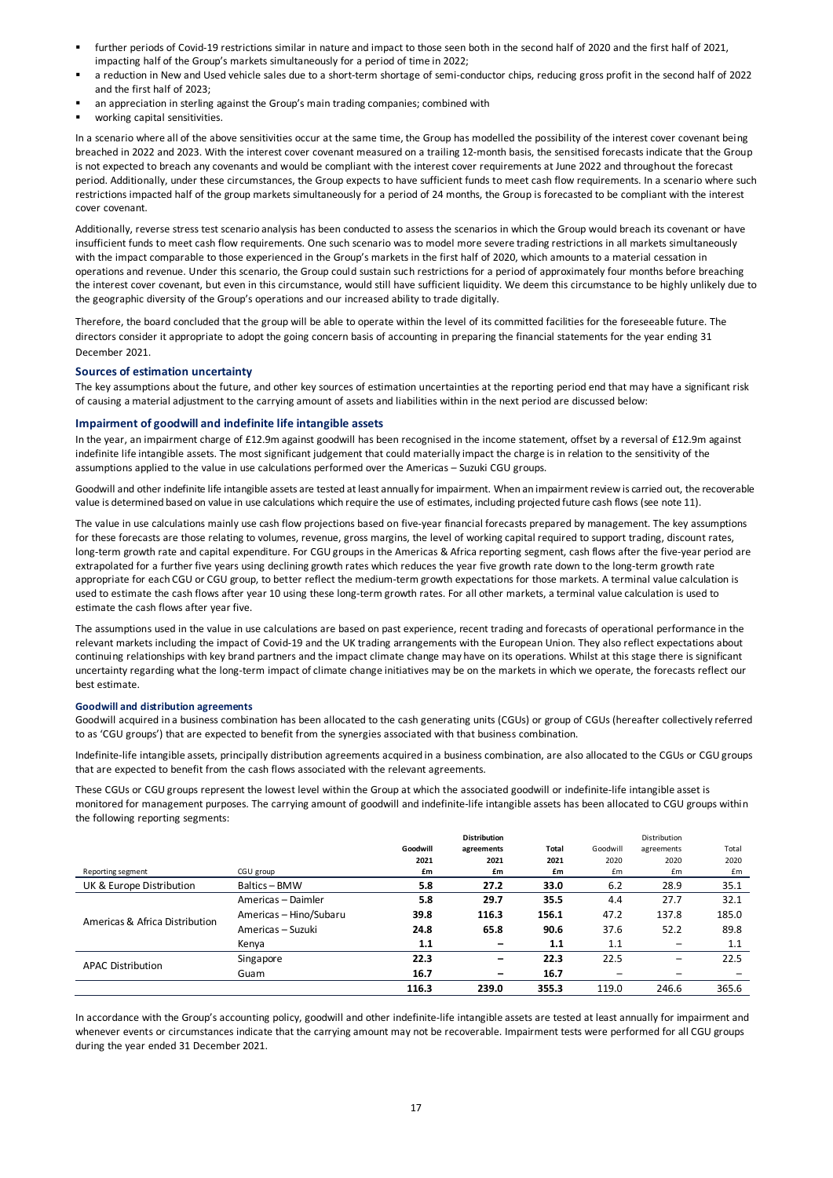- further periods of Covid-19 restrictions similar in nature and impact to those seen both in the second half of 2020 and the first half of 2021, impacting half of the Group's markets simultaneously for a period of time in 2022;
- a reduction in New and Used vehicle sales due to a short-term shortage of semi-conductor chips, reducing gross profit in the second half of 2022 and the first half of 2023;
- an appreciation in sterling against the Group's main trading companies; combined with
- working capital sensitivities.

In a scenario where all of the above sensitivities occur at the same time, the Group has modelled the possibility of the interest cover covenant being breached in 2022 and 2023. With the interest cover covenant measured on a trailing 12-month basis, the sensitised forecasts indicate that the Group is not expected to breach any covenants and would be compliant with the interest cover requirements at June 2022 and throughout the forecast period. Additionally, under these circumstances, the Group expects to have sufficient funds to meet cash flow requirements. In a scenario where such restrictions impacted half of the group markets simultaneously for a period of 24 months, the Group is forecasted to be compliant with the interest cover covenant.

Additionally, reverse stress test scenario analysis has been conducted to assess the scenarios in which the Group would breach its covenant or have insufficient funds to meet cash flow requirements. One such scenario was to model more severe trading restrictions in all markets simultaneously with the impact comparable to those experienced in the Group's markets in the first half of 2020, which amounts to a material cessation in operations and revenue. Under this scenario, the Group could sustain such restrictions for a period of approximately four months before breaching the interest cover covenant, but even in this circumstance, would still have sufficient liquidity. We deem this circumstance to be highly unlikely due to the geographic diversity of the Group's operations and our increased ability to trade digitally.

Therefore, the board concluded that the group will be able to operate within the level of its committed facilities for the foreseeable future. The directors consider it appropriate to adopt the going concern basis of accounting in preparing the financial statements for the year ending 31 December 2021.

### Sources of estimation uncertainty

The key assumptions about the future, and other key sources of estimation uncertainties at the reporting period end that may have a significant risk of causing a material adjustment to the carrying amount of assets and liabilities within in the next period are discussed below:

### Impairment of goodwill and indefinite life intangible assets

In the year, an impairment charge of £12.9m against goodwill has been recognised in the income statement, offset by a reversal of £12.9m against indefinite life intangible assets. The most significant judgement that could materially impact the charge is in relation to the sensitivity of the assumptions applied to the value in use calculations performed over the Americas – Suzuki CGU groups.

Goodwill and other indefinite life intangible assets are tested at least annually for impairment. When an impairment review is carried out, the recoverable value is determined based on value in use calculations which require the use of estimates, including projected future cash flows (see note 11).

The value in use calculations mainly use cash flow projections based on five-year financial forecasts prepared by management. The key assumptions for these forecasts are those relating to volumes, revenue, gross margins, the level of working capital required to support trading, discount rates, long-term growth rate and capital expenditure. For CGU groups in the Americas & Africa reporting segment, cash flows after the five-year period are extrapolated for a further five years using declining growth rates which reduces the year five growth rate down to the long-term growth rate appropriate for each CGU or CGU group, to better reflect the medium-term growth expectations for those markets. A terminal value calculation is used to estimate the cash flows after year 10 using these long-term growth rates. For all other markets, a terminal value calculation is used to estimate the cash flows after year five.

The assumptions used in the value in use calculations are based on past experience, recent trading and forecasts of operational performance in the relevant markets including the impact of Covid-19 and the UK trading arrangements with the European Union. They also reflect expectations about continuing relationships with key brand partners and the impact climate change may have on its operations. Whilst at this stage there is significant uncertainty regarding what the long-term impact of climate change initiatives may be on the markets in which we operate, the forecasts reflect our best estimate.

#### Goodwill and distribution agreements

Goodwill acquired in a business combination has been allocated to the cash generating units (CGUs) or group of CGUs (hereafter collectively referred to as 'CGU groups') that are expected to benefit from the synergies associated with that business combination.

Indefinite-life intangible assets, principally distribution agreements acquired in a business combination, are also allocated to the CGUs or CGU groups that are expected to benefit from the cash flows associated with the relevant agreements.

These CGUs or CGU groups represent the lowest level within the Group at which the associated goodwill or indefinite-life intangible asset is monitored for management purposes. The carrying amount of goodwill and indefinite-life intangible assets has been allocated to CGU groups within the following reporting segments:

| Reporting segment | CGU group | **Goodwill 2021 £m** | **Distribution agreements 2021 £m** | **Total 2021 £m** | Goodwill 2020 £m | Distribution agreements 2020 £m | Total 2020 £m |
|---|---|---|---|---|---|---|---|
| UK & Europe Distribution | Baltics – BMW | **5.8** | **27.2** | **33.0** | 6.2 | 28.9 | 35.1 |
| Americas & Africa Distribution | Americas – Daimler | **5.8** | **29.7** | **35.5** | 4.4 | 27.7 | 32.1 |
| | Americas – Hino/Subaru | **39.8** | **116.3** | **156.1** | 47.2 | 137.8 | 185.0 |
| | Americas – Suzuki | **24.8** | **65.8** | **90.6** | 37.6 | 52.2 | 89.8 |
| | Kenya | **1.1** | **–** | **1.1** | 1.1 | – | 1.1 |
| APAC Distribution | Singapore | **22.3** | **–** | **22.3** | 22.5 | – | 22.5 |
| | Guam | **16.7** | **–** | **16.7** | – | – | – |
| | | **116.3** | **239.0** | **355.3** | 119.0 | 246.6 | 365.6 |

In accordance with the Group's accounting policy, goodwill and other indefinite-life intangible assets are tested at least annually for impairment and whenever events or circumstances indicate that the carrying amount may not be recoverable. Impairment tests were performed for all CGU groups during the year ended 31 December 2021.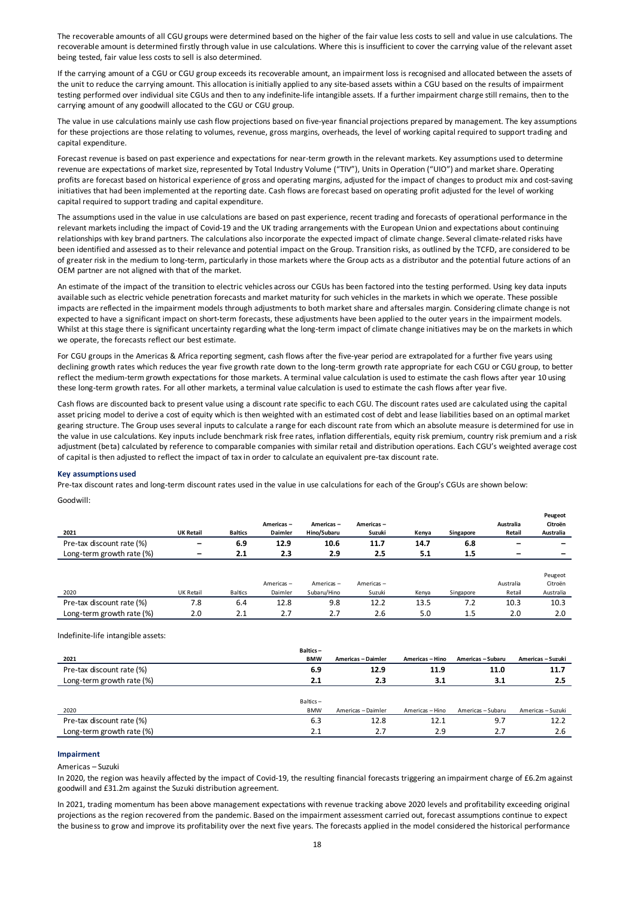The recoverable amounts of all CGU groups were determined based on the higher of the fair value less costs to sell and value in use calculations. The recoverable amount is determined firstly through value in use calculations. Where this is insufficient to cover the carrying value of the relevant asset being tested, fair value less costs to sell is also determined.

If the carrying amount of a CGU or CGU group exceeds its recoverable amount, an impairment loss is recognised and allocated between the assets of the unit to reduce the carrying amount. This allocation is initially applied to any site-based assets within a CGU based on the results of impairment testing performed over individual site CGUs and then to any indefinite-life intangible assets. If a further impairment charge still remains, then to the carrying amount of any goodwill allocated to the CGU or CGU group.

The value in use calculations mainly use cash flow projections based on five-year financial projections prepared by management. The key assumptions for these projections are those relating to volumes, revenue, gross margins, overheads, the level of working capital required to support trading and capital expenditure.

Forecast revenue is based on past experience and expectations for near-term growth in the relevant markets. Key assumptions used to determine revenue are expectations of market size, represented by Total Industry Volume ("TIV"), Units in Operation ("UIO") and market share. Operating profits are forecast based on historical experience of gross and operating margins, adjusted for the impact of changes to product mix and cost-saving initiatives that had been implemented at the reporting date. Cash flows are forecast based on operating profit adjusted for the level of working capital required to support trading and capital expenditure.

The assumptions used in the value in use calculations are based on past experience, recent trading and forecasts of operational performance in the relevant markets including the impact of Covid-19 and the UK trading arrangements with the European Union and expectations about continuing relationships with key brand partners. The calculations also incorporate the expected impact of climate change. Several climate-related risks have been identified and assessed as to their relevance and potential impact on the Group. Transition risks, as outlined by the TCFD, are considered to be of greater risk in the medium to long-term, particularly in those markets where the Group acts as a distributor and the potential future actions of an OEM partner are not aligned with that of the market.

An estimate of the impact of the transition to electric vehicles across our CGUs has been factored into the testing performed. Using key data inputs available such as electric vehicle penetration forecasts and market maturity for such vehicles in the markets in which we operate. These possible impacts are reflected in the impairment models through adjustments to both market share and aftersales margin. Considering climate change is not expected to have a significant impact on short-term forecasts, these adjustments have been applied to the outer years in the impairment models. Whilst at this stage there is significant uncertainty regarding what the long-term impact of climate change initiatives may be on the markets in which we operate, the forecasts reflect our best estimate.

For CGU groups in the Americas & Africa reporting segment, cash flows after the five-year period are extrapolated for a further five years using declining growth rates which reduces the year five growth rate down to the long-term growth rate appropriate for each CGU or CGU group, to better reflect the medium-term growth expectations for those markets. A terminal value calculation is used to estimate the cash flows after year 10 using these long-term growth rates. For all other markets, a terminal value calculation is used to estimate the cash flows after year five.

Cash flows are discounted back to present value using a discount rate specific to each CGU. The discount rates used are calculated using the capital asset pricing model to derive a cost of equity which is then weighted with an estimated cost of debt and lease liabilities based on an optimal market gearing structure. The Group uses several inputs to calculate a range for each discount rate from which an absolute measure is determined for use in the value in use calculations. Key inputs include benchmark risk free rates, inflation differentials, equity risk premium, country risk premium and a risk adjustment (beta) calculated by reference to comparable companies with similar retail and distribution operations. Each CGU's weighted average cost of capital is then adjusted to reflect the impact of tax in order to calculate an equivalent pre-tax discount rate.

**Key assumptions used**

Pre-tax discount rates and long-term discount rates used in the value in use calculations for each of the Group's CGUs are shown below:

Goodwill:

| **2021** | **UK Retail** | **Baltics** | **Americas – Daimler** | **Americas – Hino/Subaru** | **Americas – Suzuki** | **Kenya** | **Singapore** | **Australia Retail** | **Peugeot Citroën Australia** |
|---|---|---|---|---|---|---|---|---|---|
| Pre-tax discount rate (%) | – | **6.9** | **12.9** | **10.6** | **11.7** | **14.7** | **6.8** | – | – |
| Long-term growth rate (%) | – | **2.1** | **2.3** | **2.9** | **2.5** | **5.1** | **1.5** | – | – |

| 2020 | UK Retail | Baltics | Americas – Daimler | Americas – Subaru/Hino | Americas – Suzuki | Kenya | Singapore | Australia Retail | Peugeot Citroën Australia |
|---|---|---|---|---|---|---|---|---|---|
| Pre-tax discount rate (%) | 7.8 | 6.4 | 12.8 | 9.8 | 12.2 | 13.5 | 7.2 | 10.3 | 10.3 |
| Long-term growth rate (%) | 2.0 | 2.1 | 2.7 | 2.7 | 2.6 | 5.0 | 1.5 | 2.0 | 2.0 |

Indefinite-life intangible assets:

| **2021** | **Baltics – BMW** | **Americas – Daimler** | **Americas – Hino** | **Americas – Subaru** | **Americas – Suzuki** |
|---|---|---|---|---|---|
| Pre-tax discount rate (%) | **6.9** | **12.9** | **11.9** | **11.0** | **11.7** |
| Long-term growth rate (%) | **2.1** | **2.3** | **3.1** | **3.1** | **2.5** |

| 2020 | Baltics – BMW | Americas – Daimler | Americas – Hino | Americas – Subaru | Americas – Suzuki |
|---|---|---|---|---|---|
| Pre-tax discount rate (%) | 6.3 | 12.8 | 12.1 | 9.7 | 12.2 |
| Long-term growth rate (%) | 2.1 | 2.7 | 2.9 | 2.7 | 2.6 |

**Impairment**

Americas – Suzuki

In 2020, the region was heavily affected by the impact of Covid-19, the resulting financial forecasts triggering an impairment charge of £6.2m against goodwill and £31.2m against the Suzuki distribution agreement.

In 2021, trading momentum has been above management expectations with revenue tracking above 2020 levels and profitability exceeding original projections as the region recovered from the pandemic. Based on the impairment assessment carried out, forecast assumptions continue to expect the business to grow and improve its profitability over the next five years. The forecasts applied in the model considered the historical performance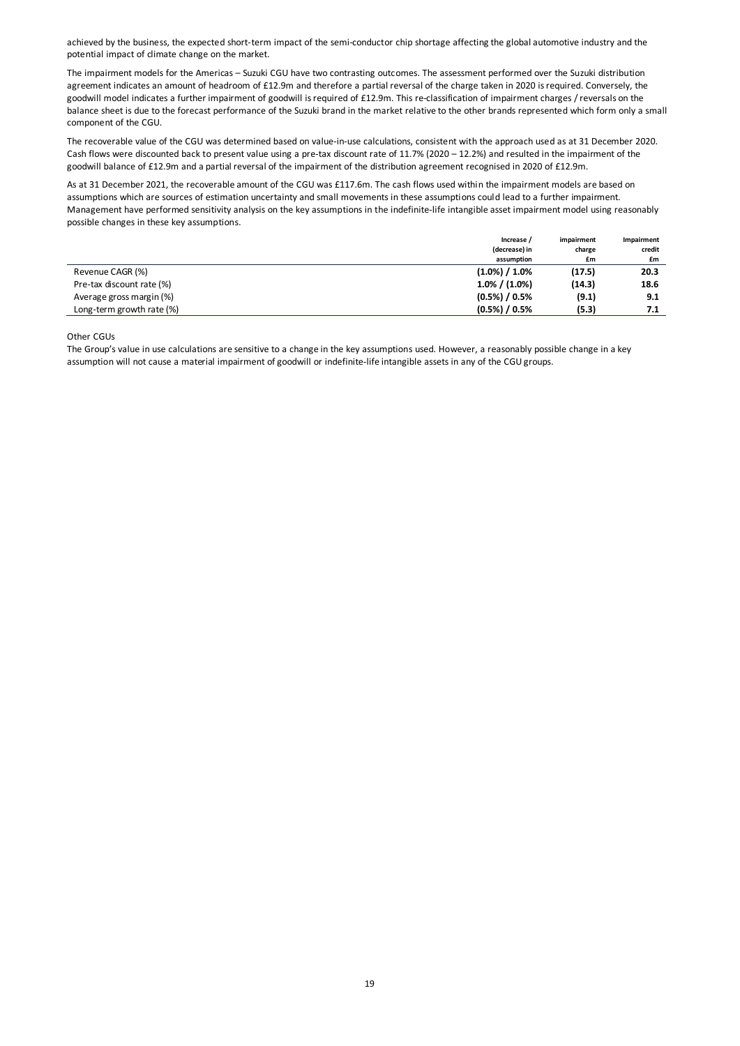achieved by the business, the expected short-term impact of the semi-conductor chip shortage affecting the global automotive industry and the potential impact of climate change on the market.

The impairment models for the Americas – Suzuki CGU have two contrasting outcomes. The assessment performed over the Suzuki distribution agreement indicates an amount of headroom of £12.9m and therefore a partial reversal of the charge taken in 2020 is required. Conversely, the goodwill model indicates a further impairment of goodwill is required of £12.9m. This re-classification of impairment charges / reversals on the balance sheet is due to the forecast performance of the Suzuki brand in the market relative to the other brands represented which form only a small component of the CGU.

The recoverable value of the CGU was determined based on value-in-use calculations, consistent with the approach used as at 31 December 2020. Cash flows were discounted back to present value using a pre-tax discount rate of 11.7% (2020 – 12.2%) and resulted in the impairment of the goodwill balance of £12.9m and a partial reversal of the impairment of the distribution agreement recognised in 2020 of £12.9m.

As at 31 December 2021, the recoverable amount of the CGU was £117.6m. The cash flows used within the impairment models are based on assumptions which are sources of estimation uncertainty and small movements in these assumptions could lead to a further impairment. Management have performed sensitivity analysis on the key assumptions in the indefinite-life intangible asset impairment model using reasonably possible changes in these key assumptions.

| | Increase / (decrease) in assumption | impairment charge £m | Impairment credit £m |
|---|---|---|---|
| Revenue CAGR (%) | **(1.0%) / 1.0%** | **(17.5)** | **20.3** |
| Pre-tax discount rate (%) | **1.0% / (1.0%)** | **(14.3)** | **18.6** |
| Average gross margin (%) | **(0.5%) / 0.5%** | **(9.1)** | **9.1** |
| Long-term growth rate (%) | **(0.5%) / 0.5%** | **(5.3)** | **7.1** |

Other CGUs

The Group's value in use calculations are sensitive to a change in the key assumptions used. However, a reasonably possible change in a key assumption will not cause a material impairment of goodwill or indefinite-life intangible assets in any of the CGU groups.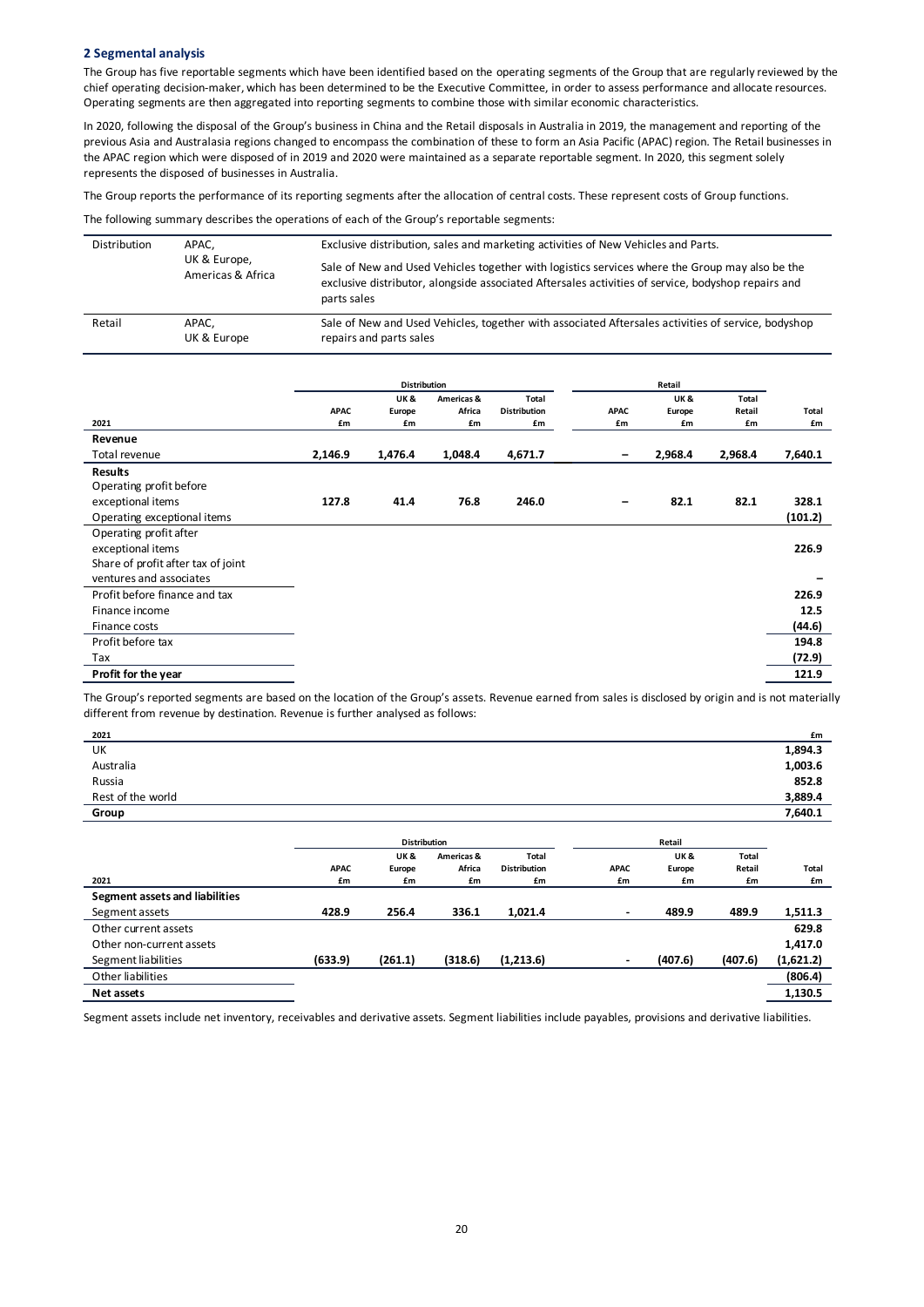## 2 Segmental analysis

The Group has five reportable segments which have been identified based on the operating segments of the Group that are regularly reviewed by the chief operating decision-maker, which has been determined to be the Executive Committee, in order to assess performance and allocate resources. Operating segments are then aggregated into reporting segments to combine those with similar economic characteristics.

In 2020, following the disposal of the Group's business in China and the Retail disposals in Australia in 2019, the management and reporting of the previous Asia and Australasia regions changed to encompass the combination of these to form an Asia Pacific (APAC) region. The Retail businesses in the APAC region which were disposed of in 2019 and 2020 were maintained as a separate reportable segment. In 2020, this segment solely represents the disposed of businesses in Australia.

The Group reports the performance of its reporting segments after the allocation of central costs. These represent costs of Group functions.

The following summary describes the operations of each of the Group's reportable segments:

| | | |
|---|---|---|
| Distribution | APAC, UK & Europe, Americas & Africa | Exclusive distribution, sales and marketing activities of New Vehicles and Parts. Sale of New and Used Vehicles together with logistics services where the Group may also be the exclusive distributor, alongside associated Aftersales activities of service, bodyshop repairs and parts sales |
| Retail | APAC, UK & Europe | Sale of New and Used Vehicles, together with associated Aftersales activities of service, bodyshop repairs and parts sales |

| | Distribution | | | | Retail | | | |
|---|---|---|---|---|---|---|---|---|
| **2021** | **APAC £m** | **UK & Europe £m** | **Americas & Africa £m** | **Total Distribution £m** | **APAC £m** | **UK & Europe £m** | **Total Retail £m** | **Total £m** |
| **Revenue** | | | | | | | | |
| Total revenue | **2,146.9** | **1,476.4** | **1,048.4** | **4,671.7** | **–** | **2,968.4** | **2,968.4** | **7,640.1** |
| **Results** | | | | | | | | |
| Operating profit before exceptional items | **127.8** | **41.4** | **76.8** | **246.0** | **–** | **82.1** | **82.1** | **328.1** |
| Operating exceptional items | | | | | | | | **(101.2)** |
| Operating profit after exceptional items | | | | | | | | **226.9** |
| Share of profit after tax of joint ventures and associates | | | | | | | | **–** |
| Profit before finance and tax | | | | | | | | **226.9** |
| Finance income | | | | | | | | **12.5** |
| Finance costs | | | | | | | | **(44.6)** |
| Profit before tax | | | | | | | | **194.8** |
| Tax | | | | | | | | **(72.9)** |
| **Profit for the year** | | | | | | | | **121.9** |

The Group's reported segments are based on the location of the Group's assets. Revenue earned from sales is disclosed by origin and is not materially different from revenue by destination. Revenue is further analysed as follows:

| 2021 | £m |
|---|---|
| UK | **1,894.3** |
| Australia | **1,003.6** |
| Russia | **852.8** |
| Rest of the world | **3,889.4** |
| **Group** | **7,640.1** |

| | Distribution | | | | Retail | | | |
|---|---|---|---|---|---|---|---|---|
| **2021** | **APAC £m** | **UK & Europe £m** | **Americas & Africa £m** | **Total Distribution £m** | **APAC £m** | **UK & Europe £m** | **Total Retail £m** | **Total £m** |
| **Segment assets and liabilities** | | | | | | | | |
| Segment assets | **428.9** | **256.4** | **336.1** | **1,021.4** | **-** | **489.9** | **489.9** | **1,511.3** |
| Other current assets | | | | | | | | **629.8** |
| Other non-current assets | | | | | | | | **1,417.0** |
| Segment liabilities | **(633.9)** | **(261.1)** | **(318.6)** | **(1,213.6)** | **-** | **(407.6)** | **(407.6)** | **(1,621.2)** |
| Other liabilities | | | | | | | | **(806.4)** |
| **Net assets** | | | | | | | | **1,130.5** |

Segment assets include net inventory, receivables and derivative assets. Segment liabilities include payables, provisions and derivative liabilities.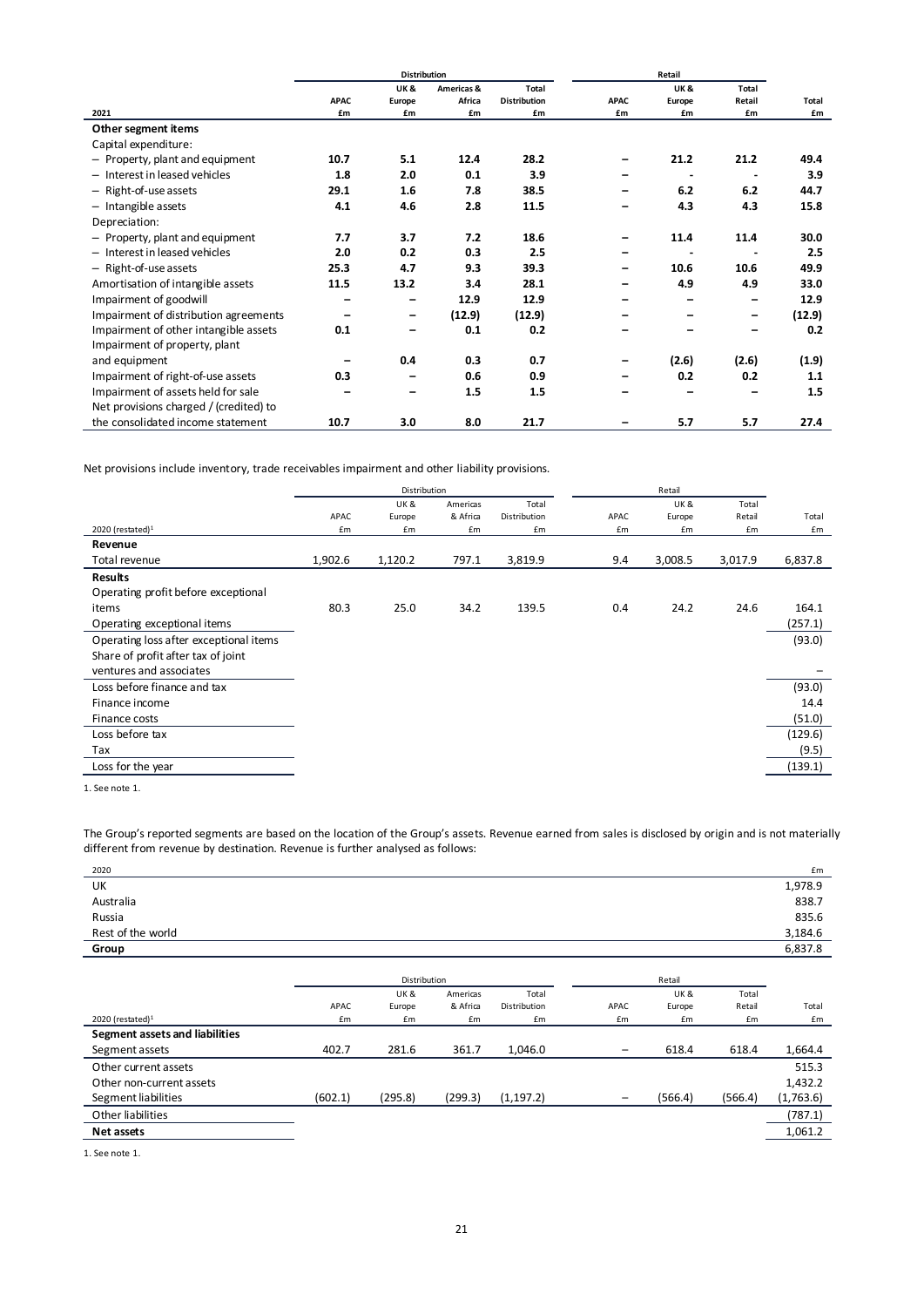| | Distribution | | | | Retail | | | |
|---|---|---|---|---|---|---|---|---|
| | **APAC** | **UK & Europe** | **Americas & Africa** | **Total Distribution** | **APAC** | **UK & Europe** | **Total Retail** | **Total** |
| **2021** | **£m** | **£m** | **£m** | **£m** | **£m** | **£m** | **£m** | **£m** |
| **Other segment items** | | | | | | | | |
| Capital expenditure: | | | | | | | | |
| – Property, plant and equipment | **10.7** | **5.1** | **12.4** | **28.2** | **–** | **21.2** | **21.2** | **49.4** |
| – Interest in leased vehicles | **1.8** | **2.0** | **0.1** | **3.9** | **–** | **-** | **-** | **3.9** |
| – Right-of-use assets | **29.1** | **1.6** | **7.8** | **38.5** | **–** | **6.2** | **6.2** | **44.7** |
| – Intangible assets | **4.1** | **4.6** | **2.8** | **11.5** | **–** | **4.3** | **4.3** | **15.8** |
| Depreciation: | | | | | | | | |
| – Property, plant and equipment | **7.7** | **3.7** | **7.2** | **18.6** | **–** | **11.4** | **11.4** | **30.0** |
| – Interest in leased vehicles | **2.0** | **0.2** | **0.3** | **2.5** | **–** | **-** | **-** | **2.5** |
| – Right-of-use assets | **25.3** | **4.7** | **9.3** | **39.3** | **–** | **10.6** | **10.6** | **49.9** |
| Amortisation of intangible assets | **11.5** | **13.2** | **3.4** | **28.1** | **–** | **4.9** | **4.9** | **33.0** |
| Impairment of goodwill | **–** | **–** | **12.9** | **12.9** | **–** | **–** | **–** | **12.9** |
| Impairment of distribution agreements | **–** | **–** | **(12.9)** | **(12.9)** | **–** | **–** | **–** | **(12.9)** |
| Impairment of other intangible assets | **0.1** | **–** | **0.1** | **0.2** | **–** | **–** | **–** | **0.2** |
| Impairment of property, plant and equipment | **–** | **0.4** | **0.3** | **0.7** | **–** | **(2.6)** | **(2.6)** | **(1.9)** |
| Impairment of right-of-use assets | **0.3** | **–** | **0.6** | **0.9** | **–** | **0.2** | **0.2** | **1.1** |
| Impairment of assets held for sale | **–** | **–** | **1.5** | **1.5** | **–** | **–** | **–** | **1.5** |
| Net provisions charged / (credited) to the consolidated income statement | **10.7** | **3.0** | **8.0** | **21.7** | **–** | **5.7** | **5.7** | **27.4** |

Net provisions include inventory, trade receivables impairment and other liability provisions.

| | Distribution | | | | Retail | | | |
|---|---|---|---|---|---|---|---|---|
| | APAC | UK & Europe | Americas & Africa | Total Distribution | APAC | UK & Europe | Total Retail | Total |
| 2020 (restated)[1] | £m | £m | £m | £m | £m | £m | £m | £m |
| **Revenue** | | | | | | | | |
| Total revenue | 1,902.6 | 1,120.2 | 797.1 | 3,819.9 | 9.4 | 3,008.5 | 3,017.9 | 6,837.8 |
| **Results** | | | | | | | | |
| Operating profit before exceptional items | 80.3 | 25.0 | 34.2 | 139.5 | 0.4 | 24.2 | 24.6 | 164.1 |
| Operating exceptional items | | | | | | | | (257.1) |
| Operating loss after exceptional items | | | | | | | | (93.0) |
| Share of profit after tax of joint ventures and associates | | | | | | | | – |
| Loss before finance and tax | | | | | | | | (93.0) |
| Finance income | | | | | | | | 14.4 |
| Finance costs | | | | | | | | (51.0) |
| Loss before tax | | | | | | | | (129.6) |
| Tax | | | | | | | | (9.5) |
| Loss for the year | | | | | | | | (139.1) |

1. See note 1.

The Group's reported segments are based on the location of the Group's assets. Revenue earned from sales is disclosed by origin and is not materially different from revenue by destination. Revenue is further analysed as follows:

| 2020 | £m |
|---|---|
| UK | 1,978.9 |
| Australia | 838.7 |
| Russia | 835.6 |
| Rest of the world | 3,184.6 |
| **Group** | 6,837.8 |

| | Distribution | | | | Retail | | | |
|---|---|---|---|---|---|---|---|---|
| | APAC | UK & Europe | Americas & Africa | Total Distribution | APAC | UK & Europe | Total Retail | Total |
| 2020 (restated)[1] | £m | £m | £m | £m | £m | £m | £m | £m |
| **Segment assets and liabilities** | | | | | | | | |
| Segment assets | 402.7 | 281.6 | 361.7 | 1,046.0 | – | 618.4 | 618.4 | 1,664.4 |
| Other current assets | | | | | | | | 515.3 |
| Other non-current assets | | | | | | | | 1,432.2 |
| Segment liabilities | (602.1) | (295.8) | (299.3) | (1,197.2) | – | (566.4) | (566.4) | (1,763.6) |
| Other liabilities | | | | | | | | (787.1) |
| **Net assets** | | | | | | | | 1,061.2 |

1. See note 1.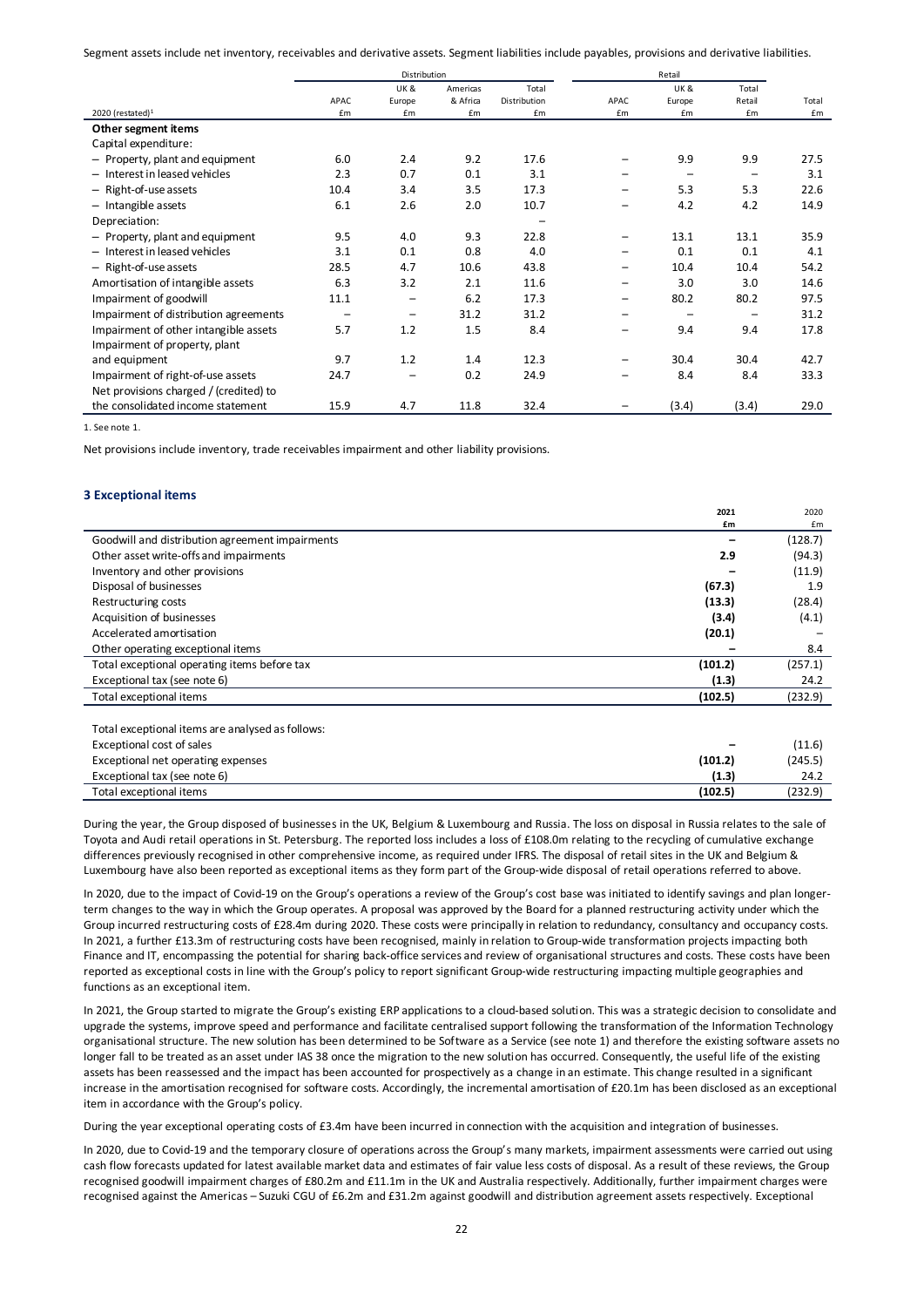Segment assets include net inventory, receivables and derivative assets. Segment liabilities include payables, provisions and derivative liabilities.

| | Distribution | | | | Retail | | | |
|---|---|---|---|---|---|---|---|---|
| | APAC | UK & Europe | Americas & Africa | Total Distribution | APAC | UK & Europe | Total Retail | Total |
| 2020 (restated)[1] | £m | £m | £m | £m | £m | £m | £m | £m |
| **Other segment items** | | | | | | | | |
| Capital expenditure: | | | | | | | | |
| – Property, plant and equipment | 6.0 | 2.4 | 9.2 | 17.6 | – | 9.9 | 9.9 | 27.5 |
| – Interest in leased vehicles | 2.3 | 0.7 | 0.1 | 3.1 | – | – | – | 3.1 |
| – Right-of-use assets | 10.4 | 3.4 | 3.5 | 17.3 | – | 5.3 | 5.3 | 22.6 |
| – Intangible assets | 6.1 | 2.6 | 2.0 | 10.7 | – | 4.2 | 4.2 | 14.9 |
| Depreciation: | | | | – | | | | |
| – Property, plant and equipment | 9.5 | 4.0 | 9.3 | 22.8 | – | 13.1 | 13.1 | 35.9 |
| – Interest in leased vehicles | 3.1 | 0.1 | 0.8 | 4.0 | – | 0.1 | 0.1 | 4.1 |
| – Right-of-use assets | 28.5 | 4.7 | 10.6 | 43.8 | – | 10.4 | 10.4 | 54.2 |
| Amortisation of intangible assets | 6.3 | 3.2 | 2.1 | 11.6 | – | 3.0 | 3.0 | 14.6 |
| Impairment of goodwill | 11.1 | – | 6.2 | 17.3 | – | 80.2 | 80.2 | 97.5 |
| Impairment of distribution agreements | – | – | 31.2 | 31.2 | – | – | – | 31.2 |
| Impairment of other intangible assets | 5.7 | 1.2 | 1.5 | 8.4 | – | 9.4 | 9.4 | 17.8 |
| Impairment of property, plant and equipment | 9.7 | 1.2 | 1.4 | 12.3 | – | 30.4 | 30.4 | 42.7 |
| Impairment of right-of-use assets | 24.7 | – | 0.2 | 24.9 | – | 8.4 | 8.4 | 33.3 |
| Net provisions charged / (credited) to the consolidated income statement | 15.9 | 4.7 | 11.8 | 32.4 | – | (3.4) | (3.4) | 29.0 |

1. See note 1.

Net provisions include inventory, trade receivables impairment and other liability provisions.

### 3 Exceptional items

| | 2021 £m | 2020 £m |
|---|---|---|
| Goodwill and distribution agreement impairments | – | (128.7) |
| Other asset write-offs and impairments | 2.9 | (94.3) |
| Inventory and other provisions | – | (11.9) |
| Disposal of businesses | (67.3) | 1.9 |
| Restructuring costs | (13.3) | (28.4) |
| Acquisition of businesses | (3.4) | (4.1) |
| Accelerated amortisation | (20.1) | – |
| Other operating exceptional items | – | 8.4 |
| Total exceptional operating items before tax | (101.2) | (257.1) |
| Exceptional tax (see note 6) | (1.3) | 24.2 |
| Total exceptional items | (102.5) | (232.9) |
| | | |
| Total exceptional items are analysed as follows: | | |
| Exceptional cost of sales | – | (11.6) |
| Exceptional net operating expenses | (101.2) | (245.5) |
| Exceptional tax (see note 6) | (1.3) | 24.2 |
| Total exceptional items | (102.5) | (232.9) |

During the year, the Group disposed of businesses in the UK, Belgium & Luxembourg and Russia. The loss on disposal in Russia relates to the sale of Toyota and Audi retail operations in St. Petersburg. The reported loss includes a loss of £108.0m relating to the recycling of cumulative exchange differences previously recognised in other comprehensive income, as required under IFRS. The disposal of retail sites in the UK and Belgium & Luxembourg have also been reported as exceptional items as they form part of the Group-wide disposal of retail operations referred to above.

In 2020, due to the impact of Covid-19 on the Group's operations a review of the Group's cost base was initiated to identify savings and plan longer-term changes to the way in which the Group operates. A proposal was approved by the Board for a planned restructuring activity under which the Group incurred restructuring costs of £28.4m during 2020. These costs were principally in relation to redundancy, consultancy and occupancy costs. In 2021, a further £13.3m of restructuring costs have been recognised, mainly in relation to Group-wide transformation projects impacting both Finance and IT, encompassing the potential for sharing back-office services and review of organisational structures and costs. These costs have been reported as exceptional costs in line with the Group's policy to report significant Group-wide restructuring impacting multiple geographies and functions as an exceptional item.

In 2021, the Group started to migrate the Group's existing ERP applications to a cloud-based solution. This was a strategic decision to consolidate and upgrade the systems, improve speed and performance and facilitate centralised support following the transformation of the Information Technology organisational structure. The new solution has been determined to be Software as a Service (see note 1) and therefore the existing software assets no longer fall to be treated as an asset under IAS 38 once the migration to the new solution has occurred. Consequently, the useful life of the existing assets has been reassessed and the impact has been accounted for prospectively as a change in an estimate. This change resulted in a significant increase in the amortisation recognised for software costs. Accordingly, the incremental amortisation of £20.1m has been disclosed as an exceptional item in accordance with the Group's policy.

During the year exceptional operating costs of £3.4m have been incurred in connection with the acquisition and integration of businesses.

In 2020, due to Covid-19 and the temporary closure of operations across the Group's many markets, impairment assessments were carried out using cash flow forecasts updated for latest available market data and estimates of fair value less costs of disposal. As a result of these reviews, the Group recognised goodwill impairment charges of £80.2m and £11.1m in the UK and Australia respectively. Additionally, further impairment charges were recognised against the Americas – Suzuki CGU of £6.2m and £31.2m against goodwill and distribution agreement assets respectively. Exceptional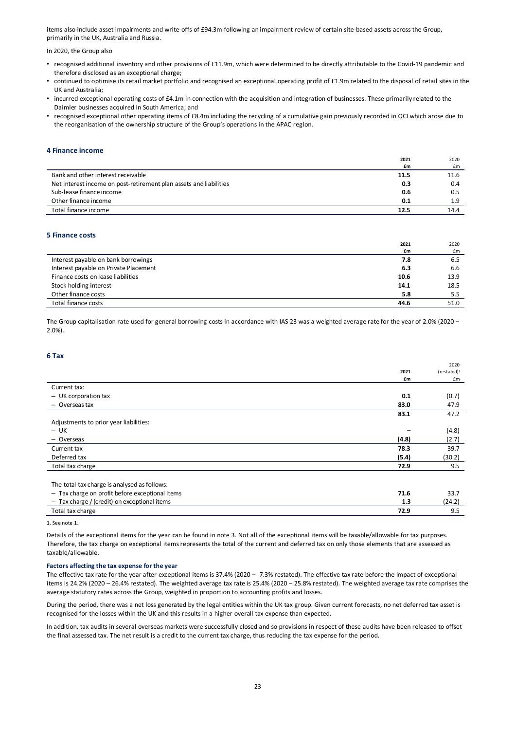items also include asset impairments and write-offs of £94.3m following an impairment review of certain site-based assets across the Group, primarily in the UK, Australia and Russia.

In 2020, the Group also

- recognised additional inventory and other provisions of £11.9m, which were determined to be directly attributable to the Covid-19 pandemic and therefore disclosed as an exceptional charge;
- continued to optimise its retail market portfolio and recognised an exceptional operating profit of £1.9m related to the disposal of retail sites in the UK and Australia;
- incurred exceptional operating costs of £4.1m in connection with the acquisition and integration of businesses. These primarily related to the Daimler businesses acquired in South America; and
- recognised exceptional other operating items of £8.4m including the recycling of a cumulative gain previously recorded in OCI which arose due to the reorganisation of the ownership structure of the Group's operations in the APAC region.

## 4 Finance income

| | 2021 £m | 2020 £m |
|---|---|---|
| Bank and other interest receivable | **11.5** | 11.6 |
| Net interest income on post-retirement plan assets and liabilities | **0.3** | 0.4 |
| Sub-lease finance income | **0.6** | 0.5 |
| Other finance income | **0.1** | 1.9 |
| Total finance income | **12.5** | 14.4 |

## 5 Finance costs

| | 2021 £m | 2020 £m |
|---|---|---|
| Interest payable on bank borrowings | **7.8** | 6.5 |
| Interest payable on Private Placement | **6.3** | 6.6 |
| Finance costs on lease liabilities | **10.6** | 13.9 |
| Stock holding interest | **14.1** | 18.5 |
| Other finance costs | **5.8** | 5.5 |
| Total finance costs | **44.6** | 51.0 |

The Group capitalisation rate used for general borrowing costs in accordance with IAS 23 was a weighted average rate for the year of 2.0% (2020 – 2.0%).

## 6 Tax

| | 2021 £m | 2020 (restated)[1] £m |
|---|---|---|
| Current tax: | | |
| – UK corporation tax | **0.1** | (0.7) |
| – Overseas tax | **83.0** | 47.9 |
| | **83.1** | 47.2 |
| Adjustments to prior year liabilities: | | |
| – UK | **–** | (4.8) |
| – Overseas | **(4.8)** | (2.7) |
| Current tax | **78.3** | 39.7 |
| Deferred tax | **(5.4)** | (30.2) |
| Total tax charge | **72.9** | 9.5 |
| | | |
| The total tax charge is analysed as follows: | | |
| – Tax charge on profit before exceptional items | **71.6** | 33.7 |
| – Tax charge / (credit) on exceptional items | **1.3** | (24.2) |
| Total tax charge | **72.9** | 9.5 |

1. See note 1.

Details of the exceptional items for the year can be found in note 3. Not all of the exceptional items will be taxable/allowable for tax purposes. Therefore, the tax charge on exceptional items represents the total of the current and deferred tax on only those elements that are assessed as taxable/allowable.

### Factors affecting the tax expense for the year

The effective tax rate for the year after exceptional items is 37.4% (2020 – -7.3% restated). The effective tax rate before the impact of exceptional items is 24.2% (2020 – 26.4% restated). The weighted average tax rate is 25.4% (2020 – 25.8% restated). The weighted average tax rate comprises the average statutory rates across the Group, weighted in proportion to accounting profits and losses.

During the period, there was a net loss generated by the legal entities within the UK tax group. Given current forecasts, no net deferred tax asset is recognised for the losses within the UK and this results in a higher overall tax expense than expected.

In addition, tax audits in several overseas markets were successfully closed and so provisions in respect of these audits have been released to offset the final assessed tax. The net result is a credit to the current tax charge, thus reducing the tax expense for the period.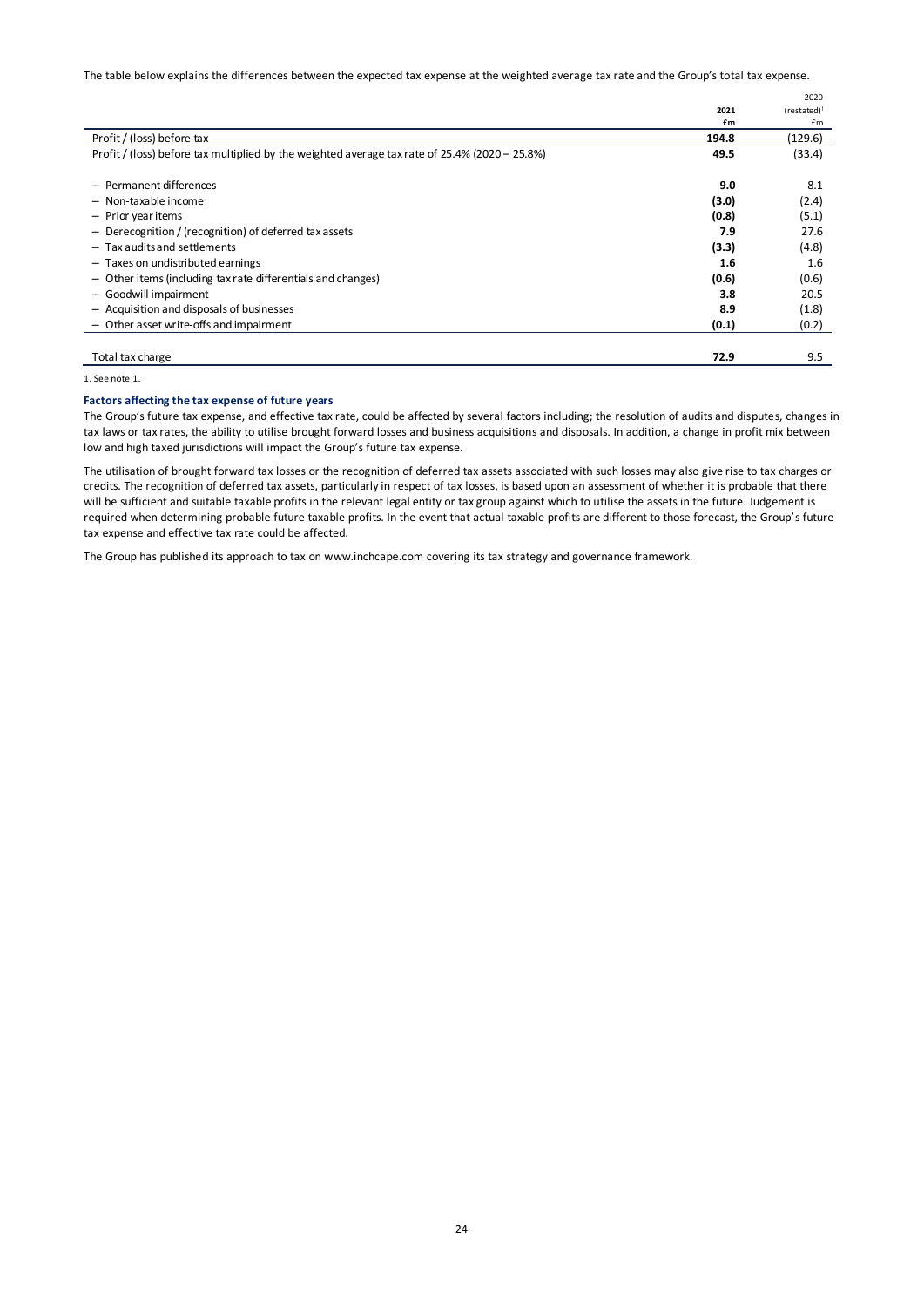The table below explains the differences between the expected tax expense at the weighted average tax rate and the Group's total tax expense.

| | 2021 £m | 2020 (restated)[1] £m |
|---|---|---|
| Profit / (loss) before tax | **194.8** | (129.6) |
| Profit / (loss) before tax multiplied by the weighted average tax rate of 25.4% (2020 – 25.8%) | **49.5** | (33.4) |
| – Permanent differences | **9.0** | 8.1 |
| – Non-taxable income | **(3.0)** | (2.4) |
| – Prior year items | **(0.8)** | (5.1) |
| – Derecognition / (recognition) of deferred tax assets | **7.9** | 27.6 |
| – Tax audits and settlements | **(3.3)** | (4.8) |
| – Taxes on undistributed earnings | **1.6** | 1.6 |
| – Other items (including tax rate differentials and changes) | **(0.6)** | (0.6) |
| – Goodwill impairment | **3.8** | 20.5 |
| – Acquisition and disposals of businesses | **8.9** | (1.8) |
| – Other asset write-offs and impairment | **(0.1)** | (0.2) |
| Total tax charge | **72.9** | 9.5 |

1. See note 1.

### Factors affecting the tax expense of future years

The Group's future tax expense, and effective tax rate, could be affected by several factors including; the resolution of audits and disputes, changes in tax laws or tax rates, the ability to utilise brought forward losses and business acquisitions and disposals. In addition, a change in profit mix between low and high taxed jurisdictions will impact the Group's future tax expense.

The utilisation of brought forward tax losses or the recognition of deferred tax assets associated with such losses may also give rise to tax charges or credits. The recognition of deferred tax assets, particularly in respect of tax losses, is based upon an assessment of whether it is probable that there will be sufficient and suitable taxable profits in the relevant legal entity or tax group against which to utilise the assets in the future. Judgement is required when determining probable future taxable profits. In the event that actual taxable profits are different to those forecast, the Group's future tax expense and effective tax rate could be affected.

The Group has published its approach to tax on www.inchcape.com covering its tax strategy and governance framework.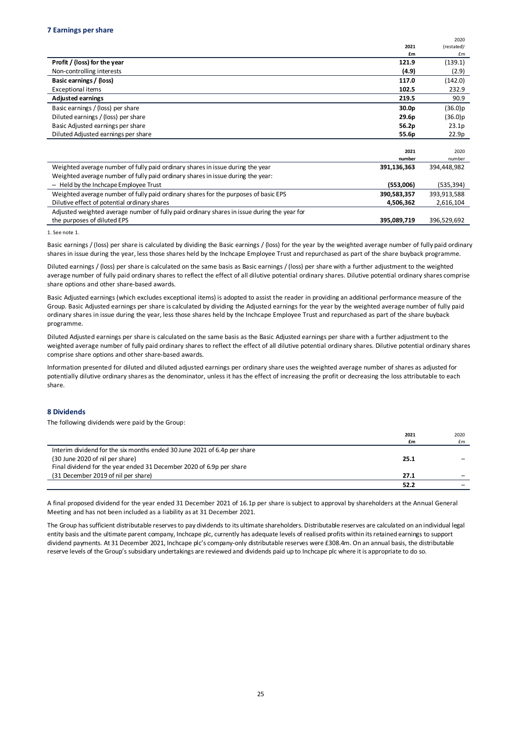## 7 Earnings per share

| | 2021 £m | 2020 (restated)[1] £m |
|---|---|---|
| **Profit / (loss) for the year** | **121.9** | (139.1) |
| Non-controlling interests | **(4.9)** | (2.9) |
| **Basic earnings / (loss)** | **117.0** | (142.0) |
| Exceptional items | **102.5** | 232.9 |
| **Adjusted earnings** | **219.5** | 90.9 |
| Basic earnings / (loss) per share | **30.0p** | (36.0)p |
| Diluted earnings / (loss) per share | **29.6p** | (36.0)p |
| Basic Adjusted earnings per share | **56.2p** | 23.1p |
| Diluted Adjusted earnings per share | **55.6p** | 22.9p |

| | 2021 number | 2020 number |
|---|---|---|
| Weighted average number of fully paid ordinary shares in issue during the year | **391,136,363** | 394,448,982 |
| Weighted average number of fully paid ordinary shares in issue during the year: | | |
| – Held by the Inchcape Employee Trust | **(553,006)** | (535,394) |
| Weighted average number of fully paid ordinary shares for the purposes of basic EPS | **390,583,357** | 393,913,588 |
| Dilutive effect of potential ordinary shares | **4,506,362** | 2,616,104 |
| Adjusted weighted average number of fully paid ordinary shares in issue during the year for the purposes of diluted EPS | **395,089,719** | 396,529,692 |

1. See note 1.

Basic earnings / (loss) per share is calculated by dividing the Basic earnings / (loss) for the year by the weighted average number of fully paid ordinary shares in issue during the year, less those shares held by the Inchcape Employee Trust and repurchased as part of the share buyback programme.

Diluted earnings / (loss) per share is calculated on the same basis as Basic earnings / (loss) per share with a further adjustment to the weighted average number of fully paid ordinary shares to reflect the effect of all dilutive potential ordinary shares. Dilutive potential ordinary shares comprise share options and other share-based awards.

Basic Adjusted earnings (which excludes exceptional items) is adopted to assist the reader in providing an additional performance measure of the Group. Basic Adjusted earnings per share is calculated by dividing the Adjusted earnings for the year by the weighted average number of fully paid ordinary shares in issue during the year, less those shares held by the Inchcape Employee Trust and repurchased as part of the share buyback programme.

Diluted Adjusted earnings per share is calculated on the same basis as the Basic Adjusted earnings per share with a further adjustment to the weighted average number of fully paid ordinary shares to reflect the effect of all dilutive potential ordinary shares. Dilutive potential ordinary shares comprise share options and other share-based awards.

Information presented for diluted and diluted adjusted earnings per ordinary share uses the weighted average number of shares as adjusted for potentially dilutive ordinary shares as the denominator, unless it has the effect of increasing the profit or decreasing the loss attributable to each share.

## 8 Dividends

The following dividends were paid by the Group:

| | 2021 £m | 2020 £m |
|---|---|---|
| Interim dividend for the six months ended 30 June 2021 of 6.4p per share (30 June 2020 of nil per share) | **25.1** | – |
| Final dividend for the year ended 31 December 2020 of 6.9p per share (31 December 2019 of nil per share) | **27.1** | – |
| | **52.2** | – |

A final proposed dividend for the year ended 31 December 2021 of 16.1p per share is subject to approval by shareholders at the Annual General Meeting and has not been included as a liability as at 31 December 2021.

The Group has sufficient distributable reserves to pay dividends to its ultimate shareholders. Distributable reserves are calculated on an individual legal entity basis and the ultimate parent company, Inchcape plc, currently has adequate levels of realised profits within its retained earnings to support dividend payments. At 31 December 2021, Inchcape plc's company-only distributable reserves were £308.4m. On an annual basis, the distributable reserve levels of the Group's subsidiary undertakings are reviewed and dividends paid up to Inchcape plc where it is appropriate to do so.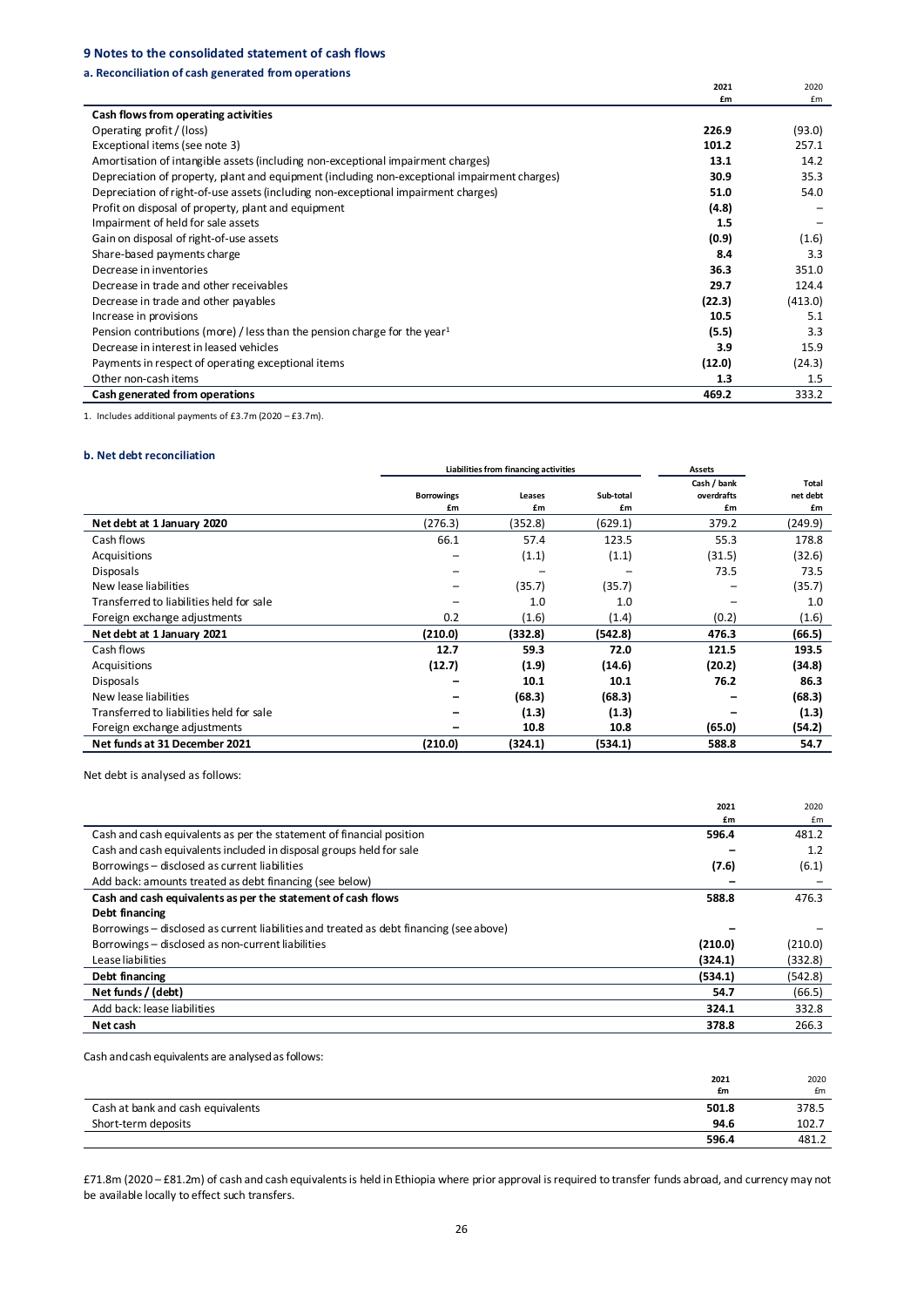## 9 Notes to the consolidated statement of cash flows

### a. Reconciliation of cash generated from operations

| | 2021 £m | 2020 £m |
|---|---|---|
| **Cash flows from operating activities** | | |
| Operating profit / (loss) | **226.9** | (93.0) |
| Exceptional items (see note 3) | **101.2** | 257.1 |
| Amortisation of intangible assets (including non-exceptional impairment charges) | **13.1** | 14.2 |
| Depreciation of property, plant and equipment (including non-exceptional impairment charges) | **30.9** | 35.3 |
| Depreciation of right-of-use assets (including non-exceptional impairment charges) | **51.0** | 54.0 |
| Profit on disposal of property, plant and equipment | **(4.8)** | – |
| Impairment of held for sale assets | **1.5** | – |
| Gain on disposal of right-of-use assets | **(0.9)** | (1.6) |
| Share-based payments charge | **8.4** | 3.3 |
| Decrease in inventories | **36.3** | 351.0 |
| Decrease in trade and other receivables | **29.7** | 124.4 |
| Decrease in trade and other payables | **(22.3)** | (413.0) |
| Increase in provisions | **10.5** | 5.1 |
| Pension contributions (more) / less than the pension charge for the year[1] | **(5.5)** | 3.3 |
| Decrease in interest in leased vehicles | **3.9** | 15.9 |
| Payments in respect of operating exceptional items | **(12.0)** | (24.3) |
| Other non-cash items | **1.3** | 1.5 |
| **Cash generated from operations** | **469.2** | 333.2 |

1. Includes additional payments of £3.7m (2020 – £3.7m).

### b. Net debt reconciliation

| | Liabilities from financing activities | | | Assets | |
|---|---|---|---|---|---|
| | Borrowings £m | Leases £m | Sub-total £m | Cash / bank overdrafts £m | Total net debt £m |
| **Net debt at 1 January 2020** | (276.3) | (352.8) | (629.1) | 379.2 | (249.9) |
| Cash flows | 66.1 | 57.4 | 123.5 | 55.3 | 178.8 |
| Acquisitions | – | (1.1) | (1.1) | (31.5) | (32.6) |
| Disposals | – | – | – | 73.5 | 73.5 |
| New lease liabilities | – | (35.7) | (35.7) | – | (35.7) |
| Transferred to liabilities held for sale | – | 1.0 | 1.0 | – | 1.0 |
| Foreign exchange adjustments | 0.2 | (1.6) | (1.4) | (0.2) | (1.6) |
| **Net debt at 1 January 2021** | **(210.0)** | **(332.8)** | **(542.8)** | **476.3** | **(66.5)** |
| Cash flows | **12.7** | **59.3** | **72.0** | **121.5** | **193.5** |
| Acquisitions | **(12.7)** | **(1.9)** | **(14.6)** | **(20.2)** | **(34.8)** |
| Disposals | **–** | **10.1** | **10.1** | **76.2** | **86.3** |
| New lease liabilities | **–** | **(68.3)** | **(68.3)** | **–** | **(68.3)** |
| Transferred to liabilities held for sale | **–** | **(1.3)** | **(1.3)** | **–** | **(1.3)** |
| Foreign exchange adjustments | **–** | **10.8** | **10.8** | **(65.0)** | **(54.2)** |
| **Net funds at 31 December 2021** | **(210.0)** | **(324.1)** | **(534.1)** | **588.8** | **54.7** |

Net debt is analysed as follows:

| | 2021 £m | 2020 £m |
|---|---|---|
| Cash and cash equivalents as per the statement of financial position | **596.4** | 481.2 |
| Cash and cash equivalents included in disposal groups held for sale | **–** | 1.2 |
| Borrowings – disclosed as current liabilities | **(7.6)** | (6.1) |
| Add back: amounts treated as debt financing (see below) | **–** | – |
| **Cash and cash equivalents as per the statement of cash flows** | **588.8** | 476.3 |
| **Debt financing** | | |
| Borrowings – disclosed as current liabilities and treated as debt financing (see above) | **–** | – |
| Borrowings – disclosed as non-current liabilities | **(210.0)** | (210.0) |
| Lease liabilities | **(324.1)** | (332.8) |
| **Debt financing** | **(534.1)** | (542.8) |
| **Net funds / (debt)** | **54.7** | (66.5) |
| Add back: lease liabilities | **324.1** | 332.8 |
| **Net cash** | **378.8** | 266.3 |

Cash and cash equivalents are analysed as follows:

| | 2021 £m | 2020 £m |
|---|---|---|
| Cash at bank and cash equivalents | **501.8** | 378.5 |
| Short-term deposits | **94.6** | 102.7 |
| | **596.4** | 481.2 |

£71.8m (2020 – £81.2m) of cash and cash equivalents is held in Ethiopia where prior approval is required to transfer funds abroad, and currency may not be available locally to effect such transfers.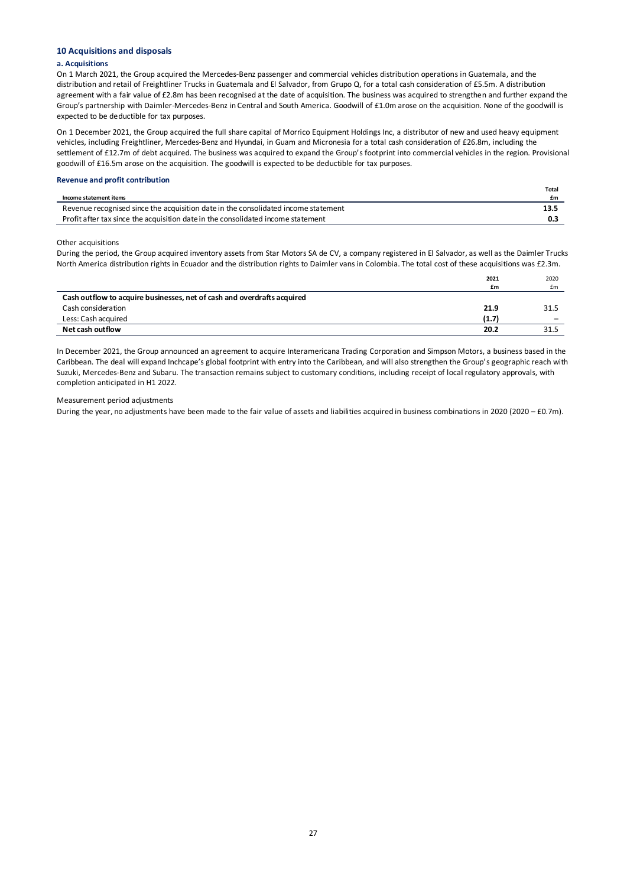## 10 Acquisitions and disposals

### a. Acquisitions

On 1 March 2021, the Group acquired the Mercedes-Benz passenger and commercial vehicles distribution operations in Guatemala, and the distribution and retail of Freightliner Trucks in Guatemala and El Salvador, from Grupo Q, for a total cash consideration of £5.5m. A distribution agreement with a fair value of £2.8m has been recognised at the date of acquisition. The business was acquired to strengthen and further expand the Group's partnership with Daimler-Mercedes-Benz in Central and South America. Goodwill of £1.0m arose on the acquisition. None of the goodwill is expected to be deductible for tax purposes.

On 1 December 2021, the Group acquired the full share capital of Morrico Equipment Holdings Inc, a distributor of new and used heavy equipment vehicles, including Freightliner, Mercedes-Benz and Hyundai, in Guam and Micronesia for a total cash consideration of £26.8m, including the settlement of £12.7m of debt acquired. The business was acquired to expand the Group's footprint into commercial vehicles in the region. Provisional goodwill of £16.5m arose on the acquisition. The goodwill is expected to be deductible for tax purposes.

### Revenue and profit contribution

| Income statement items | Total £m |
|---|---|
| Revenue recognised since the acquisition date in the consolidated income statement | **13.5** |
| Profit after tax since the acquisition date in the consolidated income statement | **0.3** |

Other acquisitions

During the period, the Group acquired inventory assets from Star Motors SA de CV, a company registered in El Salvador, as well as the Daimler Trucks North America distribution rights in Ecuador and the distribution rights to Daimler vans in Colombia. The total cost of these acquisitions was £2.3m.

| | 2021 £m | 2020 £m |
|---|---|---|
| **Cash outflow to acquire businesses, net of cash and overdrafts acquired** | | |
| Cash consideration | **21.9** | 31.5 |
| Less: Cash acquired | **(1.7)** | – |
| **Net cash outflow** | **20.2** | 31.5 |

In December 2021, the Group announced an agreement to acquire Interamericana Trading Corporation and Simpson Motors, a business based in the Caribbean. The deal will expand Inchcape's global footprint with entry into the Caribbean, and will also strengthen the Group's geographic reach with Suzuki, Mercedes-Benz and Subaru. The transaction remains subject to customary conditions, including receipt of local regulatory approvals, with completion anticipated in H1 2022.

Measurement period adjustments

During the year, no adjustments have been made to the fair value of assets and liabilities acquired in business combinations in 2020 (2020 – £0.7m).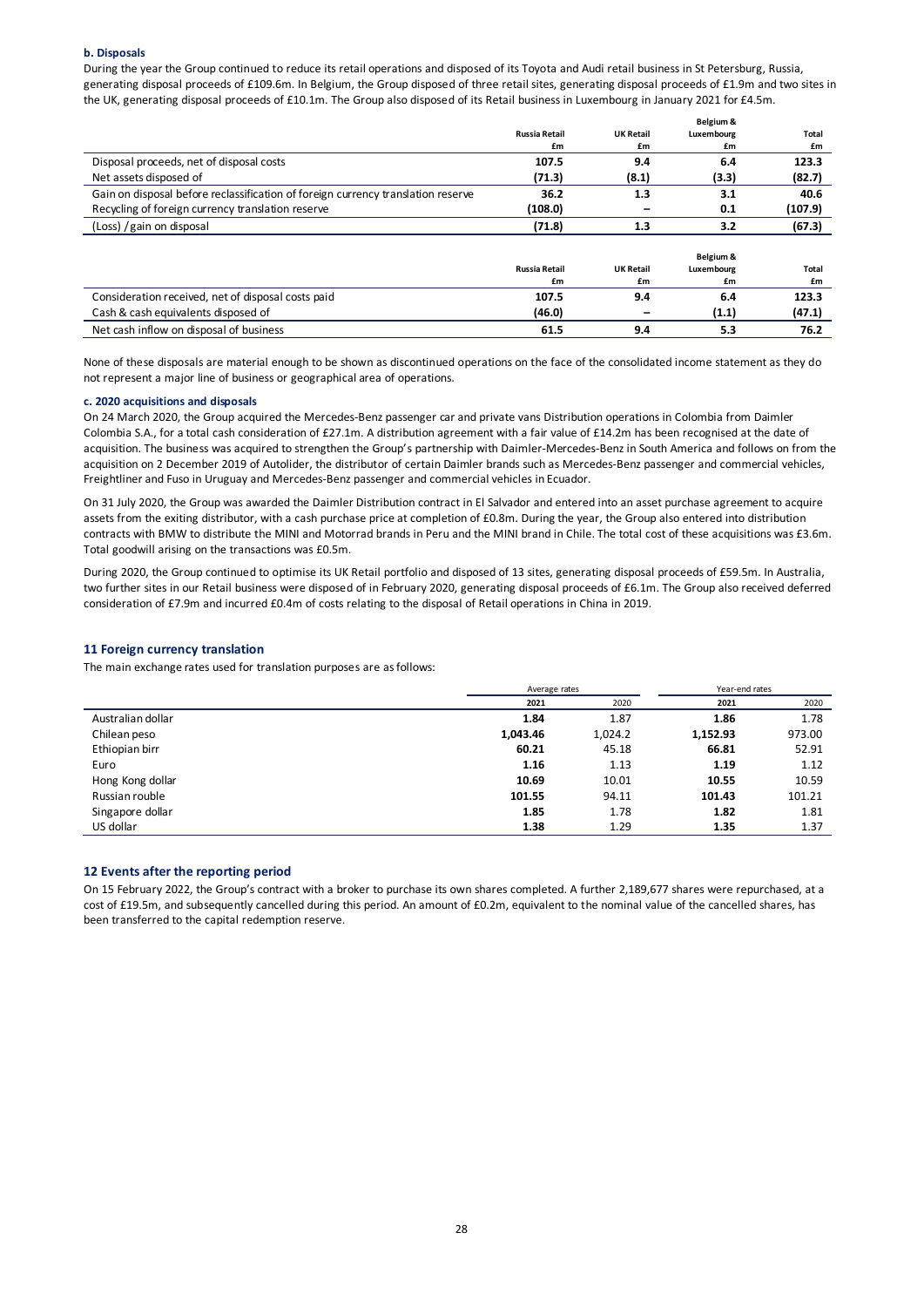#### b. Disposals

During the year the Group continued to reduce its retail operations and disposed of its Toyota and Audi retail business in St Petersburg, Russia, generating disposal proceeds of £109.6m. In Belgium, the Group disposed of three retail sites, generating disposal proceeds of £1.9m and two sites in the UK, generating disposal proceeds of £10.1m. The Group also disposed of its Retail business in Luxembourg in January 2021 for £4.5m.

| | Russia Retail £m | UK Retail £m | Belgium & Luxembourg £m | Total £m |
|---|---|---|---|---|
| Disposal proceeds, net of disposal costs | **107.5** | **9.4** | **6.4** | **123.3** |
| Net assets disposed of | **(71.3)** | **(8.1)** | **(3.3)** | **(82.7)** |
| Gain on disposal before reclassification of foreign currency translation reserve | **36.2** | **1.3** | **3.1** | **40.6** |
| Recycling of foreign currency translation reserve | **(108.0)** | **–** | **0.1** | **(107.9)** |
| (Loss) / gain on disposal | **(71.8)** | **1.3** | **3.2** | **(67.3)** |

| | Russia Retail £m | UK Retail £m | Belgium & Luxembourg £m | Total £m |
|---|---|---|---|---|
| Consideration received, net of disposal costs paid | **107.5** | **9.4** | **6.4** | **123.3** |
| Cash & cash equivalents disposed of | **(46.0)** | **–** | **(1.1)** | **(47.1)** |
| Net cash inflow on disposal of business | **61.5** | **9.4** | **5.3** | **76.2** |

None of these disposals are material enough to be shown as discontinued operations on the face of the consolidated income statement as they do not represent a major line of business or geographical area of operations.

#### c. 2020 acquisitions and disposals

On 24 March 2020, the Group acquired the Mercedes-Benz passenger car and private vans Distribution operations in Colombia from Daimler Colombia S.A., for a total cash consideration of £27.1m. A distribution agreement with a fair value of £14.2m has been recognised at the date of acquisition. The business was acquired to strengthen the Group's partnership with Daimler-Mercedes-Benz in South America and follows on from the acquisition on 2 December 2019 of Autolider, the distributor of certain Daimler brands such as Mercedes-Benz passenger and commercial vehicles, Freightliner and Fuso in Uruguay and Mercedes-Benz passenger and commercial vehicles in Ecuador.

On 31 July 2020, the Group was awarded the Daimler Distribution contract in El Salvador and entered into an asset purchase agreement to acquire assets from the exiting distributor, with a cash purchase price at completion of £0.8m. During the year, the Group also entered into distribution contracts with BMW to distribute the MINI and Motorrad brands in Peru and the MINI brand in Chile. The total cost of these acquisitions was £3.6m. Total goodwill arising on the transactions was £0.5m.

During 2020, the Group continued to optimise its UK Retail portfolio and disposed of 13 sites, generating disposal proceeds of £59.5m. In Australia, two further sites in our Retail business were disposed of in February 2020, generating disposal proceeds of £6.1m. The Group also received deferred consideration of £7.9m and incurred £0.4m of costs relating to the disposal of Retail operations in China in 2019.

## 11 Foreign currency translation

The main exchange rates used for translation purposes are as follows:

| | Average rates | | Year-end rates | |
|---|---|---|---|---|
| | 2021 | 2020 | 2021 | 2020 |
| Australian dollar | **1.84** | 1.87 | **1.86** | 1.78 |
| Chilean peso | **1,043.46** | 1,024.2 | **1,152.93** | 973.00 |
| Ethiopian birr | **60.21** | 45.18 | **66.81** | 52.91 |
| Euro | **1.16** | 1.13 | **1.19** | 1.12 |
| Hong Kong dollar | **10.69** | 10.01 | **10.55** | 10.59 |
| Russian rouble | **101.55** | 94.11 | **101.43** | 101.21 |
| Singapore dollar | **1.85** | 1.78 | **1.82** | 1.81 |
| US dollar | **1.38** | 1.29 | **1.35** | 1.37 |

## 12 Events after the reporting period

On 15 February 2022, the Group's contract with a broker to purchase its own shares completed. A further 2,189,677 shares were repurchased, at a cost of £19.5m, and subsequently cancelled during this period. An amount of £0.2m, equivalent to the nominal value of the cancelled shares, has been transferred to the capital redemption reserve.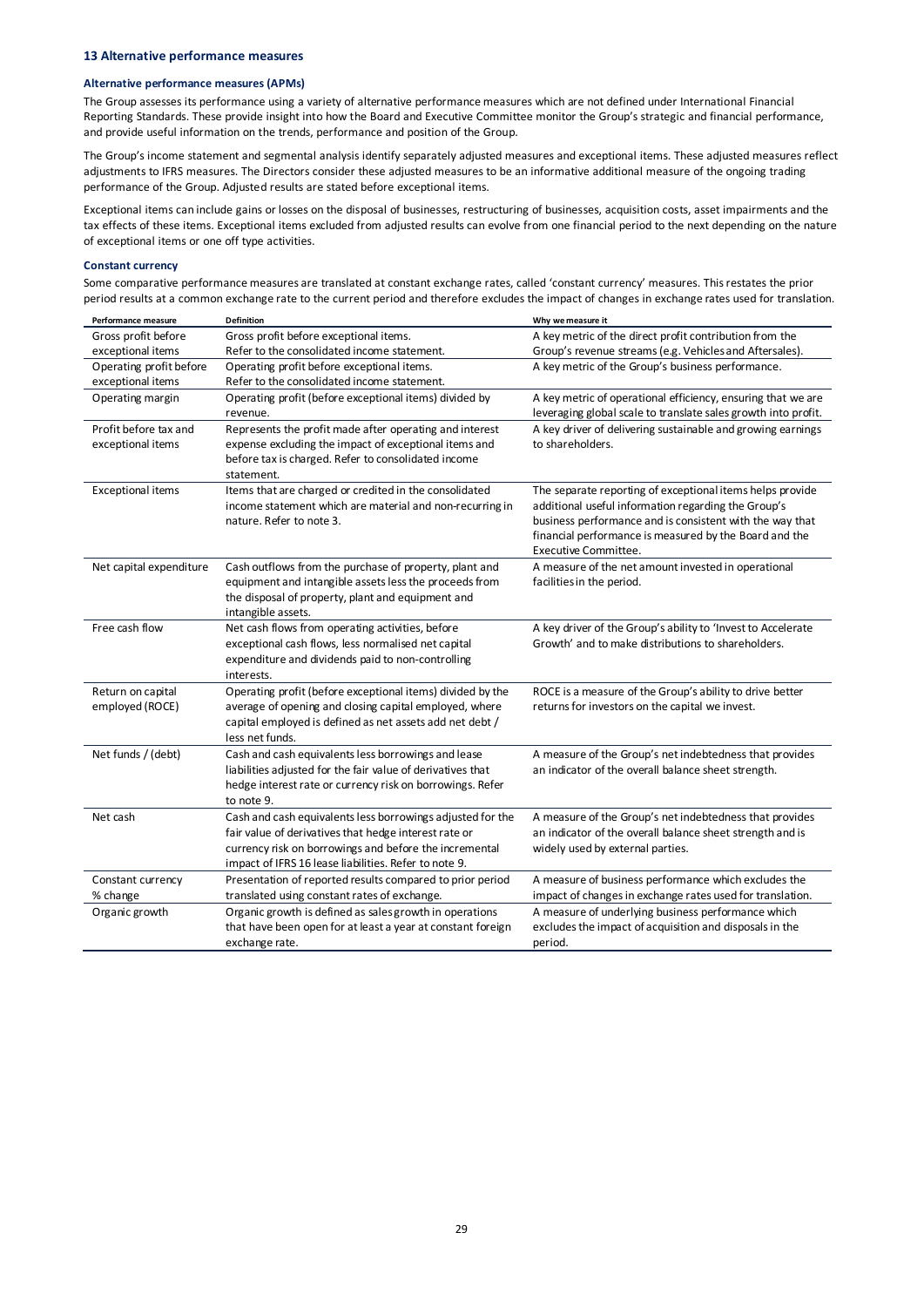## 13 Alternative performance measures

### Alternative performance measures (APMs)

The Group assesses its performance using a variety of alternative performance measures which are not defined under International Financial Reporting Standards. These provide insight into how the Board and Executive Committee monitor the Group's strategic and financial performance, and provide useful information on the trends, performance and position of the Group.

The Group's income statement and segmental analysis identify separately adjusted measures and exceptional items. These adjusted measures reflect adjustments to IFRS measures. The Directors consider these adjusted measures to be an informative additional measure of the ongoing trading performance of the Group. Adjusted results are stated before exceptional items.

Exceptional items can include gains or losses on the disposal of businesses, restructuring of businesses, acquisition costs, asset impairments and the tax effects of these items. Exceptional items excluded from adjusted results can evolve from one financial period to the next depending on the nature of exceptional items or one off type activities.

### Constant currency

Some comparative performance measures are translated at constant exchange rates, called 'constant currency' measures. This restates the prior period results at a common exchange rate to the current period and therefore excludes the impact of changes in exchange rates used for translation.

| Performance measure | Definition | Why we measure it |
|---|---|---|
| Gross profit before exceptional items | Gross profit before exceptional items. Refer to the consolidated income statement. | A key metric of the direct profit contribution from the Group's revenue streams (e.g. Vehicles and Aftersales). |
| Operating profit before exceptional items | Operating profit before exceptional items. Refer to the consolidated income statement. | A key metric of the Group's business performance. |
| Operating margin | Operating profit (before exceptional items) divided by revenue. | A key metric of operational efficiency, ensuring that we are leveraging global scale to translate sales growth into profit. |
| Profit before tax and exceptional items | Represents the profit made after operating and interest expense excluding the impact of exceptional items and before tax is charged. Refer to consolidated income statement. | A key driver of delivering sustainable and growing earnings to shareholders. |
| Exceptional items | Items that are charged or credited in the consolidated income statement which are material and non-recurring in nature. Refer to note 3. | The separate reporting of exceptional items helps provide additional useful information regarding the Group's business performance and is consistent with the way that financial performance is measured by the Board and the Executive Committee. |
| Net capital expenditure | Cash outflows from the purchase of property, plant and equipment and intangible assets less the proceeds from the disposal of property, plant and equipment and intangible assets. | A measure of the net amount invested in operational facilities in the period. |
| Free cash flow | Net cash flows from operating activities, before exceptional cash flows, less normalised net capital expenditure and dividends paid to non-controlling interests. | A key driver of the Group's ability to 'Invest to Accelerate Growth' and to make distributions to shareholders. |
| Return on capital employed (ROCE) | Operating profit (before exceptional items) divided by the average of opening and closing capital employed, where capital employed is defined as net assets add net debt / less net funds. | ROCE is a measure of the Group's ability to drive better returns for investors on the capital we invest. |
| Net funds / (debt) | Cash and cash equivalents less borrowings and lease liabilities adjusted for the fair value of derivatives that hedge interest rate or currency risk on borrowings. Refer to note 9. | A measure of the Group's net indebtedness that provides an indicator of the overall balance sheet strength. |
| Net cash | Cash and cash equivalents less borrowings adjusted for the fair value of derivatives that hedge interest rate or currency risk on borrowings and before the incremental impact of IFRS 16 lease liabilities. Refer to note 9. | A measure of the Group's net indebtedness that provides an indicator of the overall balance sheet strength and is widely used by external parties. |
| Constant currency % change | Presentation of reported results compared to prior period translated using constant rates of exchange. | A measure of business performance which excludes the impact of changes in exchange rates used for translation. |
| Organic growth | Organic growth is defined as sales growth in operations that have been open for at least a year at constant foreign exchange rate. | A measure of underlying business performance which excludes the impact of acquisition and disposals in the period. |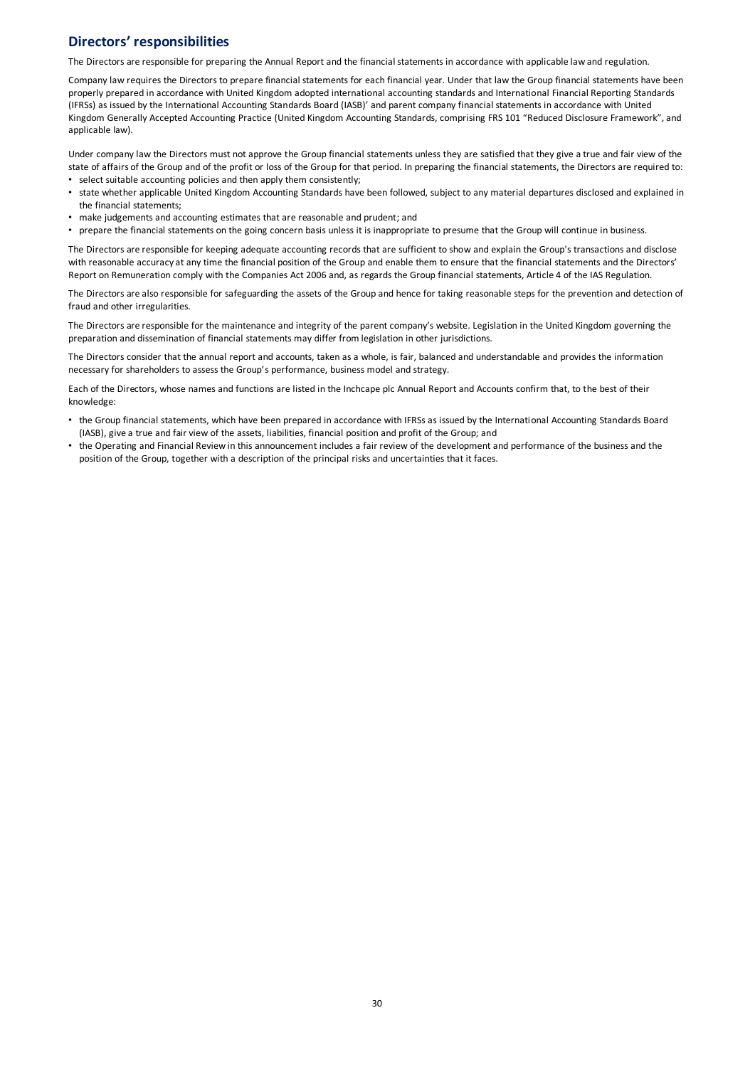## Directors' responsibilities

The Directors are responsible for preparing the Annual Report and the financial statements in accordance with applicable law and regulation.

Company law requires the Directors to prepare financial statements for each financial year. Under that law the Group financial statements have been properly prepared in accordance with United Kingdom adopted international accounting standards and International Financial Reporting Standards (IFRSs) as issued by the International Accounting Standards Board (IASB)' and parent company financial statements in accordance with United Kingdom Generally Accepted Accounting Practice (United Kingdom Accounting Standards, comprising FRS 101 "Reduced Disclosure Framework", and applicable law).

Under company law the Directors must not approve the Group financial statements unless they are satisfied that they give a true and fair view of the state of affairs of the Group and of the profit or loss of the Group for that period. In preparing the financial statements, the Directors are required to:

- select suitable accounting policies and then apply them consistently;
- state whether applicable United Kingdom Accounting Standards have been followed, subject to any material departures disclosed and explained in the financial statements;
- make judgements and accounting estimates that are reasonable and prudent; and
- prepare the financial statements on the going concern basis unless it is inappropriate to presume that the Group will continue in business.

The Directors are responsible for keeping adequate accounting records that are sufficient to show and explain the Group's transactions and disclose with reasonable accuracy at any time the financial position of the Group and enable them to ensure that the financial statements and the Directors' Report on Remuneration comply with the Companies Act 2006 and, as regards the Group financial statements, Article 4 of the IAS Regulation.

The Directors are also responsible for safeguarding the assets of the Group and hence for taking reasonable steps for the prevention and detection of fraud and other irregularities.

The Directors are responsible for the maintenance and integrity of the parent company's website. Legislation in the United Kingdom governing the preparation and dissemination of financial statements may differ from legislation in other jurisdictions.

The Directors consider that the annual report and accounts, taken as a whole, is fair, balanced and understandable and provides the information necessary for shareholders to assess the Group's performance, business model and strategy.

Each of the Directors, whose names and functions are listed in the Inchcape plc Annual Report and Accounts confirm that, to the best of their knowledge:

- the Group financial statements, which have been prepared in accordance with IFRSs as issued by the International Accounting Standards Board (IASB), give a true and fair view of the assets, liabilities, financial position and profit of the Group; and
- the Operating and Financial Review in this announcement includes a fair review of the development and performance of the business and the position of the Group, together with a description of the principal risks and uncertainties that it faces.